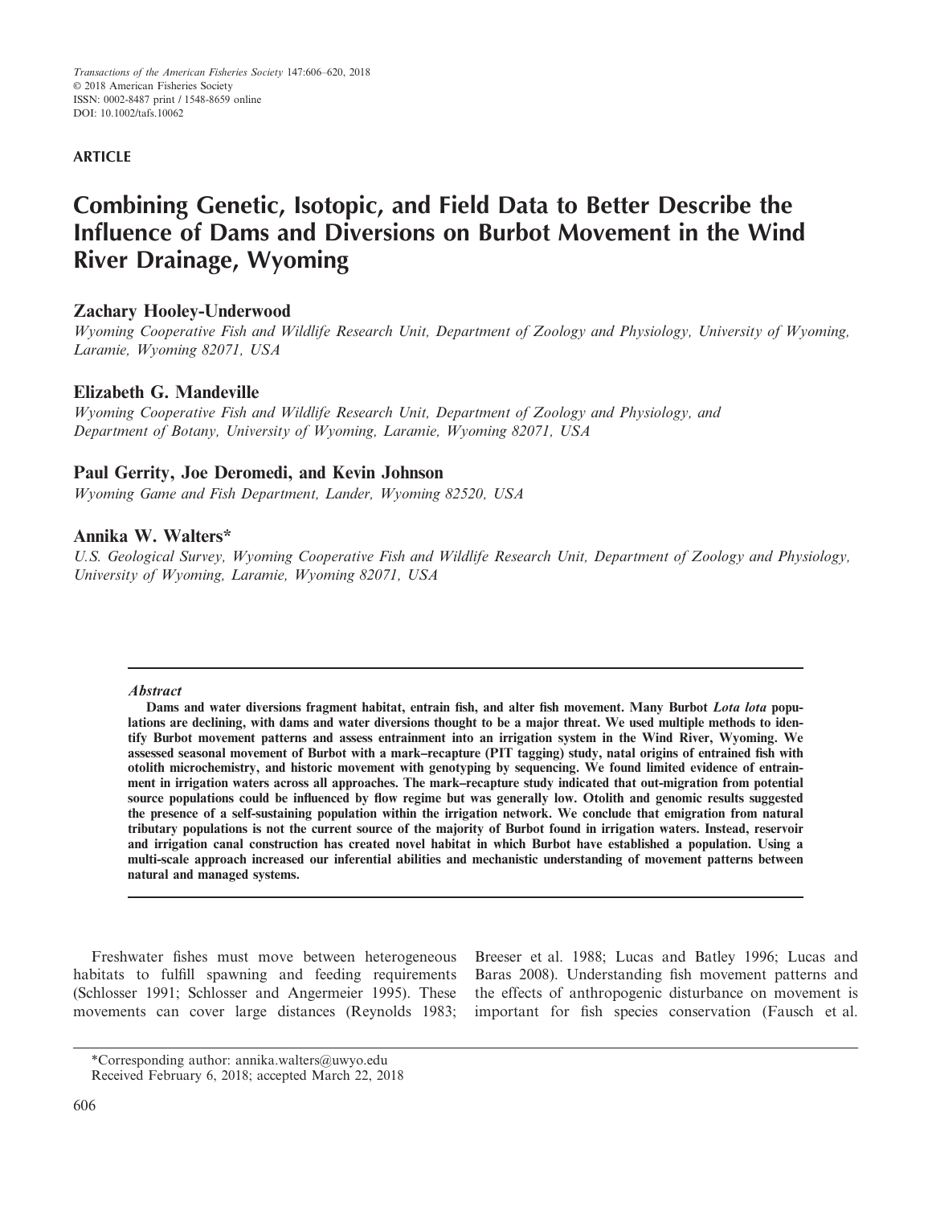ARTICLE

# Combining Genetic, Isotopic, and Field Data to Better Describe the Influence of Dams and Diversions on Burbot Movement in the Wind River Drainage, Wyoming

## Zachary Hooley-Underwood

*Wyoming Cooperative Fish and Wildlife Research Unit, Department of Zoology and Physiology, University of Wyoming, Laramie, Wyoming 82071, USA*

## Elizabeth G. Mandeville

*Wyoming Cooperative Fish and Wildlife Research Unit, Department of Zoology and Physiology, and Department of Botany, University of Wyoming, Laramie, Wyoming 82071, USA*

## Paul Gerrity, Joe Deromedi, and Kevin Johnson

*Wyoming Game and Fish Department, Lander, Wyoming 82520, USA*

## Annika W. Walters*

*U.S. Geological Survey, Wyoming Cooperative Fish and Wildlife Research Unit, Department of Zoology and Physiology, University of Wyoming, Laramie, Wyoming 82071, USA*

---

***Abstract***

**Dams and water diversions fragment habitat, entrain fish, and alter fish movement. Many Burbot *Lota lota* populations are declining, with dams and water diversions thought to be a major threat. We used multiple methods to identify Burbot movement patterns and assess entrainment into an irrigation system in the Wind River, Wyoming. We assessed seasonal movement of Burbot with a mark–recapture (PIT tagging) study, natal origins of entrained fish with otolith microchemistry, and historic movement with genotyping by sequencing. We found limited evidence of entrainment in irrigation waters across all approaches. The mark–recapture study indicated that out-migration from potential source populations could be influenced by flow regime but was generally low. Otolith and genomic results suggested the presence of a self-sustaining population within the irrigation network. We conclude that emigration from natural tributary populations is not the current source of the majority of Burbot found in irrigation waters. Instead, reservoir and irrigation canal construction has created novel habitat in which Burbot have established a population. Using a multi-scale approach increased our inferential abilities and mechanistic understanding of movement patterns between natural and managed systems.**

---

Freshwater fishes must move between heterogeneous habitats to fulfill spawning and feeding requirements (Schlosser 1991; Schlosser and Angermeier 1995). These movements can cover large distances (Reynolds 1983; Breeser et al. 1988; Lucas and Batley 1996; Lucas and Baras 2008). Understanding fish movement patterns and the effects of anthropogenic disturbance on movement is important for fish species conservation (Fausch et al.

*Corresponding author: annika.walters@uwyo.edu
Received February 6, 2018; accepted March 22, 2018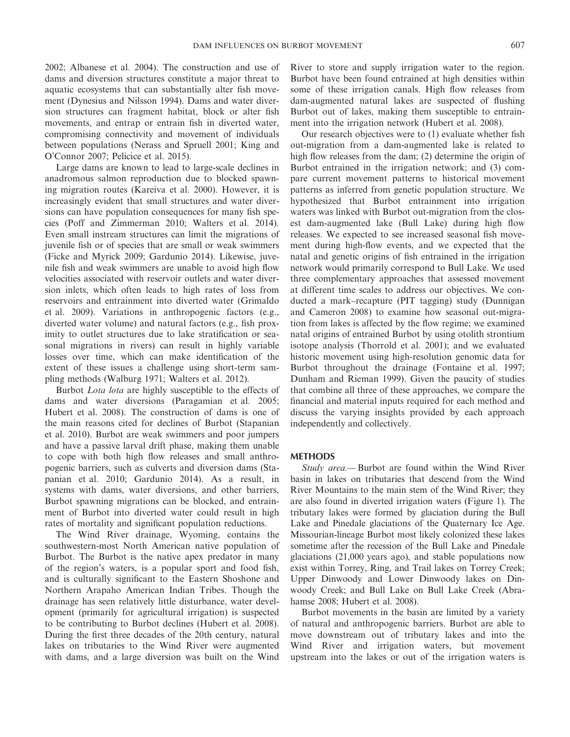2002; Albanese et al. 2004). The construction and use of dams and diversion structures constitute a major threat to aquatic ecosystems that can substantially alter fish movement (Dynesius and Nilsson 1994). Dams and water diversion structures can fragment habitat, block or alter fish movements, and entrap or entrain fish in diverted water, compromising connectivity and movement of individuals between populations (Nerass and Spruell 2001; King and O'Connor 2007; Pelicice et al. 2015).

Large dams are known to lead to large-scale declines in anadromous salmon reproduction due to blocked spawning migration routes (Kareiva et al. 2000). However, it is increasingly evident that small structures and water diversions can have population consequences for many fish species (Poff and Zimmerman 2010; Walters et al. 2014). Even small instream structures can limit the migrations of juvenile fish or of species that are small or weak swimmers (Ficke and Myrick 2009; Gardunio 2014). Likewise, juvenile fish and weak swimmers are unable to avoid high flow velocities associated with reservoir outlets and water diversion inlets, which often leads to high rates of loss from reservoirs and entrainment into diverted water (Grimaldo et al. 2009). Variations in anthropogenic factors (e.g., diverted water volume) and natural factors (e.g., fish proximity to outlet structures due to lake stratification or seasonal migrations in rivers) can result in highly variable losses over time, which can make identification of the extent of these issues a challenge using short-term sampling methods (Walburg 1971; Walters et al. 2012).

Burbot *Lota lota* are highly susceptible to the effects of dams and water diversions (Paragamian et al. 2005; Hubert et al. 2008). The construction of dams is one of the main reasons cited for declines of Burbot (Stapanian et al. 2010). Burbot are weak swimmers and poor jumpers and have a passive larval drift phase, making them unable to cope with both high flow releases and small anthropogenic barriers, such as culverts and diversion dams (Stapanian et al. 2010; Gardunio 2014). As a result, in systems with dams, water diversions, and other barriers, Burbot spawning migrations can be blocked, and entrainment of Burbot into diverted water could result in high rates of mortality and significant population reductions.

The Wind River drainage, Wyoming, contains the southwestern-most North American native population of Burbot. The Burbot is the native apex predator in many of the region's waters, is a popular sport and food fish, and is culturally significant to the Eastern Shoshone and Northern Arapaho American Indian Tribes. Though the drainage has seen relatively little disturbance, water development (primarily for agricultural irrigation) is suspected to be contributing to Burbot declines (Hubert et al. 2008). During the first three decades of the 20th century, natural lakes on tributaries to the Wind River were augmented with dams, and a large diversion was built on the Wind River to store and supply irrigation water to the region. Burbot have been found entrained at high densities within some of these irrigation canals. High flow releases from dam-augmented natural lakes are suspected of flushing Burbot out of lakes, making them susceptible to entrainment into the irrigation network (Hubert et al. 2008).

Our research objectives were to (1) evaluate whether fish out-migration from a dam-augmented lake is related to high flow releases from the dam; (2) determine the origin of Burbot entrained in the irrigation network; and (3) compare current movement patterns to historical movement patterns as inferred from genetic population structure. We hypothesized that Burbot entrainment into irrigation waters was linked with Burbot out-migration from the closest dam-augmented lake (Bull Lake) during high flow releases. We expected to see increased seasonal fish movement during high-flow events, and we expected that the natal and genetic origins of fish entrained in the irrigation network would primarily correspond to Bull Lake. We used three complementary approaches that assessed movement at different time scales to address our objectives. We conducted a mark–recapture (PIT tagging) study (Dunnigan and Cameron 2008) to examine how seasonal out-migration from lakes is affected by the flow regime; we examined natal origins of entrained Burbot by using otolith strontium isotope analysis (Thorrold et al. 2001); and we evaluated historic movement using high-resolution genomic data for Burbot throughout the drainage (Fontaine et al. 1997; Dunham and Rieman 1999). Given the paucity of studies that combine all three of these approaches, we compare the financial and material inputs required for each method and discuss the varying insights provided by each approach independently and collectively.

## METHODS

*Study area.*— Burbot are found within the Wind River basin in lakes on tributaries that descend from the Wind River Mountains to the main stem of the Wind River; they are also found in diverted irrigation waters (Figure 1). The tributary lakes were formed by glaciation during the Bull Lake and Pinedale glaciations of the Quaternary Ice Age. Missourian-lineage Burbot most likely colonized these lakes sometime after the recession of the Bull Lake and Pinedale glaciations (21,000 years ago), and stable populations now exist within Torrey, Ring, and Trail lakes on Torrey Creek; Upper Dinwoody and Lower Dinwoody lakes on Dinwoody Creek; and Bull Lake on Bull Lake Creek (Abrahamse 2008; Hubert et al. 2008).

Burbot movements in the basin are limited by a variety of natural and anthropogenic barriers. Burbot are able to move downstream out of tributary lakes and into the Wind River and irrigation waters, but movement upstream into the lakes or out of the irrigation waters is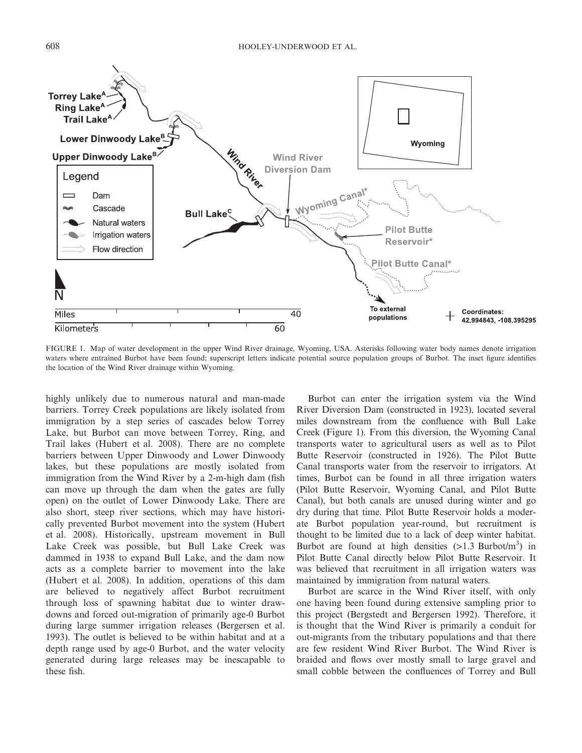FIGURE 1. Map of water development in the upper Wind River drainage, Wyoming, USA. Asterisks following water body names denote irrigation waters where entrained Burbot have been found; superscript letters indicate potential source population groups of Burbot. The inset figure identifies the location of the Wind River drainage within Wyoming.

highly unlikely due to numerous natural and man-made barriers. Torrey Creek populations are likely isolated from immigration by a step series of cascades below Torrey Lake, but Burbot can move between Torrey, Ring, and Trail lakes (Hubert et al. 2008). There are no complete barriers between Upper Dinwoody and Lower Dinwoody lakes, but these populations are mostly isolated from immigration from the Wind River by a 2-m-high dam (fish can move up through the dam when the gates are fully open) on the outlet of Lower Dinwoody Lake. There are also short, steep river sections, which may have historically prevented Burbot movement into the system (Hubert et al. 2008). Historically, upstream movement in Bull Lake Creek was possible, but Bull Lake Creek was dammed in 1938 to expand Bull Lake, and the dam now acts as a complete barrier to movement into the lake (Hubert et al. 2008). In addition, operations of this dam are believed to negatively affect Burbot recruitment through loss of spawning habitat due to winter drawdowns and forced out-migration of primarily age-0 Burbot during large summer irrigation releases (Bergersen et al. 1993). The outlet is believed to be within habitat and at a depth range used by age-0 Burbot, and the water velocity generated during large releases may be inescapable to these fish.

Burbot can enter the irrigation system via the Wind River Diversion Dam (constructed in 1923), located several miles downstream from the confluence with Bull Lake Creek (Figure 1). From this diversion, the Wyoming Canal transports water to agricultural users as well as to Pilot Butte Reservoir (constructed in 1926). The Pilot Butte Canal transports water from the reservoir to irrigators. At times, Burbot can be found in all three irrigation waters (Pilot Butte Reservoir, Wyoming Canal, and Pilot Butte Canal), but both canals are unused during winter and go dry during that time. Pilot Butte Reservoir holds a moderate Burbot population year-round, but recruitment is thought to be limited due to a lack of deep winter habitat. Burbot are found at high densities (>1.3 Burbot/m$^3$) in Pilot Butte Canal directly below Pilot Butte Reservoir. It was believed that recruitment in all irrigation waters was maintained by immigration from natural waters.

Burbot are scarce in the Wind River itself, with only one having been found during extensive sampling prior to this project (Bergstedt and Bergersen 1992). Therefore, it is thought that the Wind River is primarily a conduit for out-migrants from the tributary populations and that there are few resident Wind River Burbot. The Wind River is braided and flows over mostly small to large gravel and small cobble between the confluences of Torrey and Bull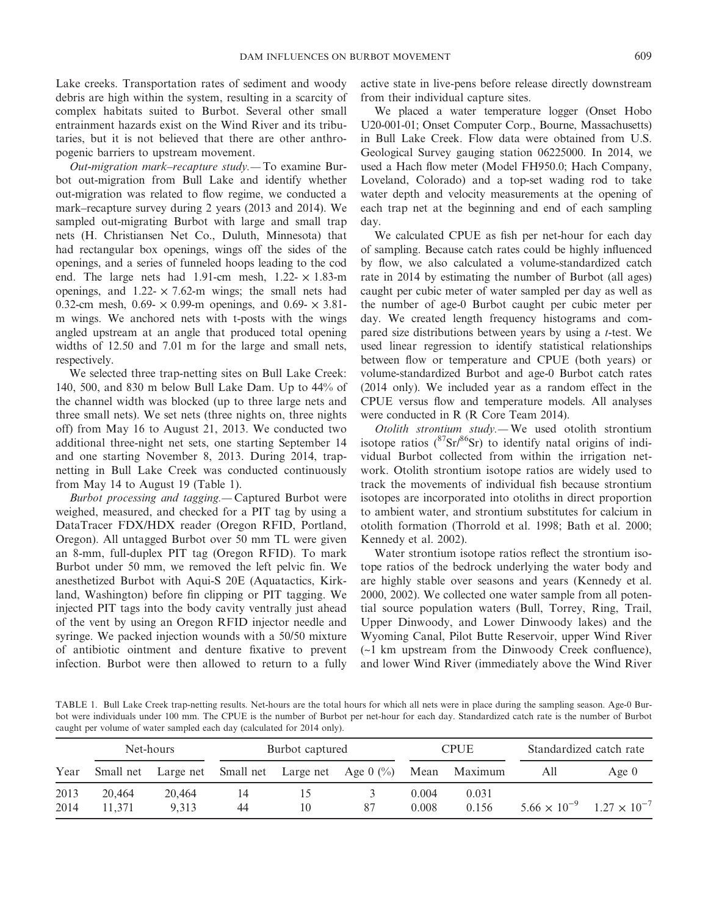Lake creeks. Transportation rates of sediment and woody debris are high within the system, resulting in a scarcity of complex habitats suited to Burbot. Several other small entrainment hazards exist on the Wind River and its tributaries, but it is not believed that there are other anthropogenic barriers to upstream movement.

*Out-migration mark–recapture study.*— To examine Burbot out-migration from Bull Lake and identify whether out-migration was related to flow regime, we conducted a mark–recapture survey during 2 years (2013 and 2014). We sampled out-migrating Burbot with large and small trap nets (H. Christiansen Net Co., Duluth, Minnesota) that had rectangular box openings, wings off the sides of the openings, and a series of funneled hoops leading to the cod end. The large nets had 1.91-cm mesh, 1.22- × 1.83-m openings, and 1.22- × 7.62-m wings; the small nets had 0.32-cm mesh, 0.69- × 0.99-m openings, and 0.69- × 3.81-m wings. We anchored nets with t-posts with the wings angled upstream at an angle that produced total opening widths of 12.50 and 7.01 m for the large and small nets, respectively.

We selected three trap-netting sites on Bull Lake Creek: 140, 500, and 830 m below Bull Lake Dam. Up to 44% of the channel width was blocked (up to three large nets and three small nets). We set nets (three nights on, three nights off) from May 16 to August 21, 2013. We conducted two additional three-night net sets, one starting September 14 and one starting November 8, 2013. During 2014, trap-netting in Bull Lake Creek was conducted continuously from May 14 to August 19 (Table 1).

*Burbot processing and tagging.*— Captured Burbot were weighed, measured, and checked for a PIT tag by using a DataTracer FDX/HDX reader (Oregon RFID, Portland, Oregon). All untagged Burbot over 50 mm TL were given an 8-mm, full-duplex PIT tag (Oregon RFID). To mark Burbot under 50 mm, we removed the left pelvic fin. We anesthetized Burbot with Aqui-S 20E (Aquatactics, Kirkland, Washington) before fin clipping or PIT tagging. We injected PIT tags into the body cavity ventrally just ahead of the vent by using an Oregon RFID injector needle and syringe. We packed injection wounds with a 50/50 mixture of antibiotic ointment and denture fixative to prevent infection. Burbot were then allowed to return to a fully active state in live-pens before release directly downstream from their individual capture sites.

We placed a water temperature logger (Onset Hobo U20-001-01; Onset Computer Corp., Bourne, Massachusetts) in Bull Lake Creek. Flow data were obtained from U.S. Geological Survey gauging station 06225000. In 2014, we used a Hach flow meter (Model FH950.0; Hach Company, Loveland, Colorado) and a top-set wading rod to take water depth and velocity measurements at the opening of each trap net at the beginning and end of each sampling day.

We calculated CPUE as fish per net-hour for each day of sampling. Because catch rates could be highly influenced by flow, we also calculated a volume-standardized catch rate in 2014 by estimating the number of Burbot (all ages) caught per cubic meter of water sampled per day as well as the number of age-0 Burbot caught per cubic meter per day. We created length frequency histograms and compared size distributions between years by using a *t*-test. We used linear regression to identify statistical relationships between flow or temperature and CPUE (both years) or volume-standardized Burbot and age-0 Burbot catch rates (2014 only). We included year as a random effect in the CPUE versus flow and temperature models. All analyses were conducted in R (R Core Team 2014).

*Otolith strontium study.*— We used otolith strontium isotope ratios ($^{87}Sr/^{86}Sr$) to identify natal origins of individual Burbot collected from within the irrigation network. Otolith strontium isotope ratios are widely used to track the movements of individual fish because strontium isotopes are incorporated into otoliths in direct proportion to ambient water, and strontium substitutes for calcium in otolith formation (Thorrold et al. 1998; Bath et al. 2000; Kennedy et al. 2002).

Water strontium isotope ratios reflect the strontium isotope ratios of the bedrock underlying the water body and are highly stable over seasons and years (Kennedy et al. 2000, 2002). We collected one water sample from all potential source population waters (Bull, Torrey, Ring, Trail, Upper Dinwoody, and Lower Dinwoody lakes) and the Wyoming Canal, Pilot Butte Reservoir, upper Wind River (~1 km upstream from the Dinwoody Creek confluence), and lower Wind River (immediately above the Wind River

TABLE 1. Bull Lake Creek trap-netting results. Net-hours are the total hours for which all nets were in place during the sampling season. Age-0 Burbot were individuals under 100 mm. The CPUE is the number of Burbot per net-hour for each day. Standardized catch rate is the number of Burbot caught per volume of water sampled each day (calculated for 2014 only).

| Year | Net-hours | | Burbot captured | | | CPUE | | Standardized catch rate | |
|---|---|---|---|---|---|---|---|---|---|
| | Small net | Large net | Small net | Large net | Age 0 (%) | Mean | Maximum | All | Age 0 |
| 2013 | 20,464 | 20,464 | 14 | 15 | 3 | 0.004 | 0.031 | | |
| 2014 | 11,371 | 9,313 | 44 | 10 | 87 | 0.008 | 0.156 | $5.66 \times 10^{-9}$ | $1.27 \times 10^{-7}$ |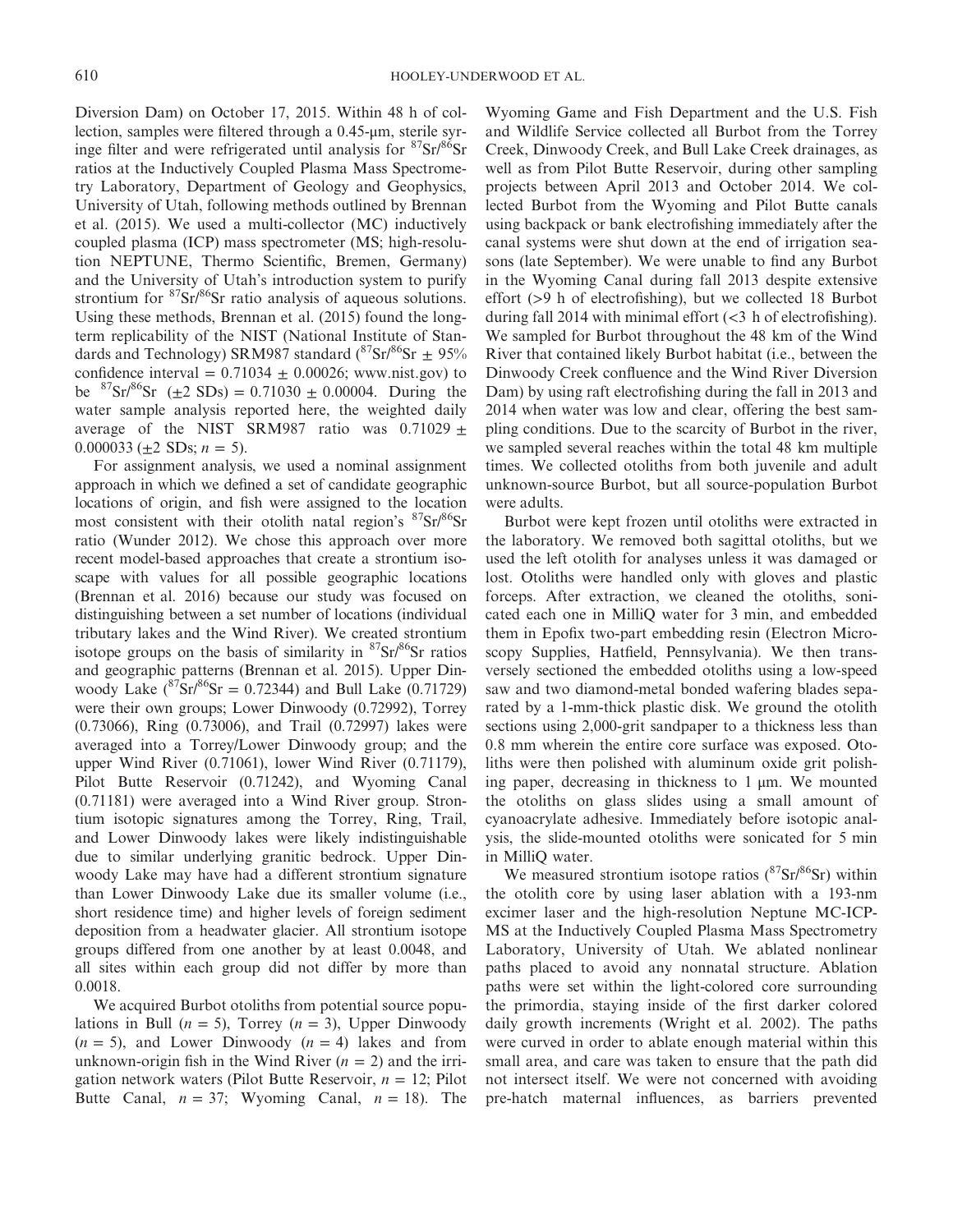Diversion Dam) on October 17, 2015. Within 48 h of collection, samples were filtered through a 0.45-μm, sterile syringe filter and were refrigerated until analysis for $^{87}Sr/^{86}Sr$ ratios at the Inductively Coupled Plasma Mass Spectrometry Laboratory, Department of Geology and Geophysics, University of Utah, following methods outlined by Brennan et al. (2015). We used a multi-collector (MC) inductively coupled plasma (ICP) mass spectrometer (MS; high-resolution NEPTUNE, Thermo Scientific, Bremen, Germany) and the University of Utah's introduction system to purify strontium for $^{87}Sr/^{86}Sr$ ratio analysis of aqueous solutions. Using these methods, Brennan et al. (2015) found the long-term replicability of the NIST (National Institute of Standards and Technology) SRM987 standard ($^{87}Sr/^{86}Sr \pm 95\%$ confidence interval = $0.71034 \pm 0.00026$; www.nist.gov) to be $^{87}Sr/^{86}Sr$ ($\pm 2$ SDs) = $0.71030 \pm 0.00004$. During the water sample analysis reported here, the weighted daily average of the NIST SRM987 ratio was $0.71029 \pm 0.000033$ ($\pm 2$ SDs; $n = 5$).

For assignment analysis, we used a nominal assignment approach in which we defined a set of candidate geographic locations of origin, and fish were assigned to the location most consistent with their otolith natal region's $^{87}Sr/^{86}Sr$ ratio (Wunder 2012). We chose this approach over more recent model-based approaches that create a strontium isoscape with values for all possible geographic locations (Brennan et al. 2016) because our study was focused on distinguishing between a set number of locations (individual tributary lakes and the Wind River). We created strontium isotope groups on the basis of similarity in $^{87}Sr/^{86}Sr$ ratios and geographic patterns (Brennan et al. 2015). Upper Dinwoody Lake ($^{87}Sr/^{86}Sr = 0.72344$) and Bull Lake (0.71729) were their own groups; Lower Dinwoody (0.72992), Torrey (0.73066), Ring (0.73006), and Trail (0.72997) lakes were averaged into a Torrey/Lower Dinwoody group; and the upper Wind River (0.71061), lower Wind River (0.71179), Pilot Butte Reservoir (0.71242), and Wyoming Canal (0.71181) were averaged into a Wind River group. Strontium isotopic signatures among the Torrey, Ring, Trail, and Lower Dinwoody lakes were likely indistinguishable due to similar underlying granitic bedrock. Upper Dinwoody Lake may have had a different strontium signature than Lower Dinwoody Lake due its smaller volume (i.e., short residence time) and higher levels of foreign sediment deposition from a headwater glacier. All strontium isotope groups differed from one another by at least 0.0048, and all sites within each group did not differ by more than 0.0018.

We acquired Burbot otoliths from potential source populations in Bull ($n = 5$), Torrey ($n = 3$), Upper Dinwoody ($n = 5$), and Lower Dinwoody ($n = 4$) lakes and from unknown-origin fish in the Wind River ($n = 2$) and the irrigation network waters (Pilot Butte Reservoir, $n = 12$; Pilot Butte Canal, $n = 37$; Wyoming Canal, $n = 18$). The Wyoming Game and Fish Department and the U.S. Fish and Wildlife Service collected all Burbot from the Torrey Creek, Dinwoody Creek, and Bull Lake Creek drainages, as well as from Pilot Butte Reservoir, during other sampling projects between April 2013 and October 2014. We collected Burbot from the Wyoming and Pilot Butte canals using backpack or bank electrofishing immediately after the canal systems were shut down at the end of irrigation seasons (late September). We were unable to find any Burbot in the Wyoming Canal during fall 2013 despite extensive effort (>9 h of electrofishing), but we collected 18 Burbot during fall 2014 with minimal effort (<3 h of electrofishing). We sampled for Burbot throughout the 48 km of the Wind River that contained likely Burbot habitat (i.e., between the Dinwoody Creek confluence and the Wind River Diversion Dam) by using raft electrofishing during the fall in 2013 and 2014 when water was low and clear, offering the best sampling conditions. Due to the scarcity of Burbot in the river, we sampled several reaches within the total 48 km multiple times. We collected otoliths from both juvenile and adult unknown-source Burbot, but all source-population Burbot were adults.

Burbot were kept frozen until otoliths were extracted in the laboratory. We removed both sagittal otoliths, but we used the left otolith for analyses unless it was damaged or lost. Otoliths were handled only with gloves and plastic forceps. After extraction, we cleaned the otoliths, sonicated each one in MilliQ water for 3 min, and embedded them in Epofix two-part embedding resin (Electron Microscopy Supplies, Hatfield, Pennsylvania). We then transversely sectioned the embedded otoliths using a low-speed saw and two diamond-metal bonded wafering blades separated by a 1-mm-thick plastic disk. We ground the otolith sections using 2,000-grit sandpaper to a thickness less than 0.8 mm wherein the entire core surface was exposed. Otoliths were then polished with aluminum oxide grit polishing paper, decreasing in thickness to 1 μm. We mounted the otoliths on glass slides using a small amount of cyanoacrylate adhesive. Immediately before isotopic analysis, the slide-mounted otoliths were sonicated for 5 min in MilliQ water.

We measured strontium isotope ratios ($^{87}Sr/^{86}Sr$) within the otolith core by using laser ablation with a 193-nm excimer laser and the high-resolution Neptune MC-ICP-MS at the Inductively Coupled Plasma Mass Spectrometry Laboratory, University of Utah. We ablated nonlinear paths placed to avoid any nonnatal structure. Ablation paths were set within the light-colored core surrounding the primordia, staying inside of the first darker colored daily growth increments (Wright et al. 2002). The paths were curved in order to ablate enough material within this small area, and care was taken to ensure that the path did not intersect itself. We were not concerned with avoiding pre-hatch maternal influences, as barriers prevented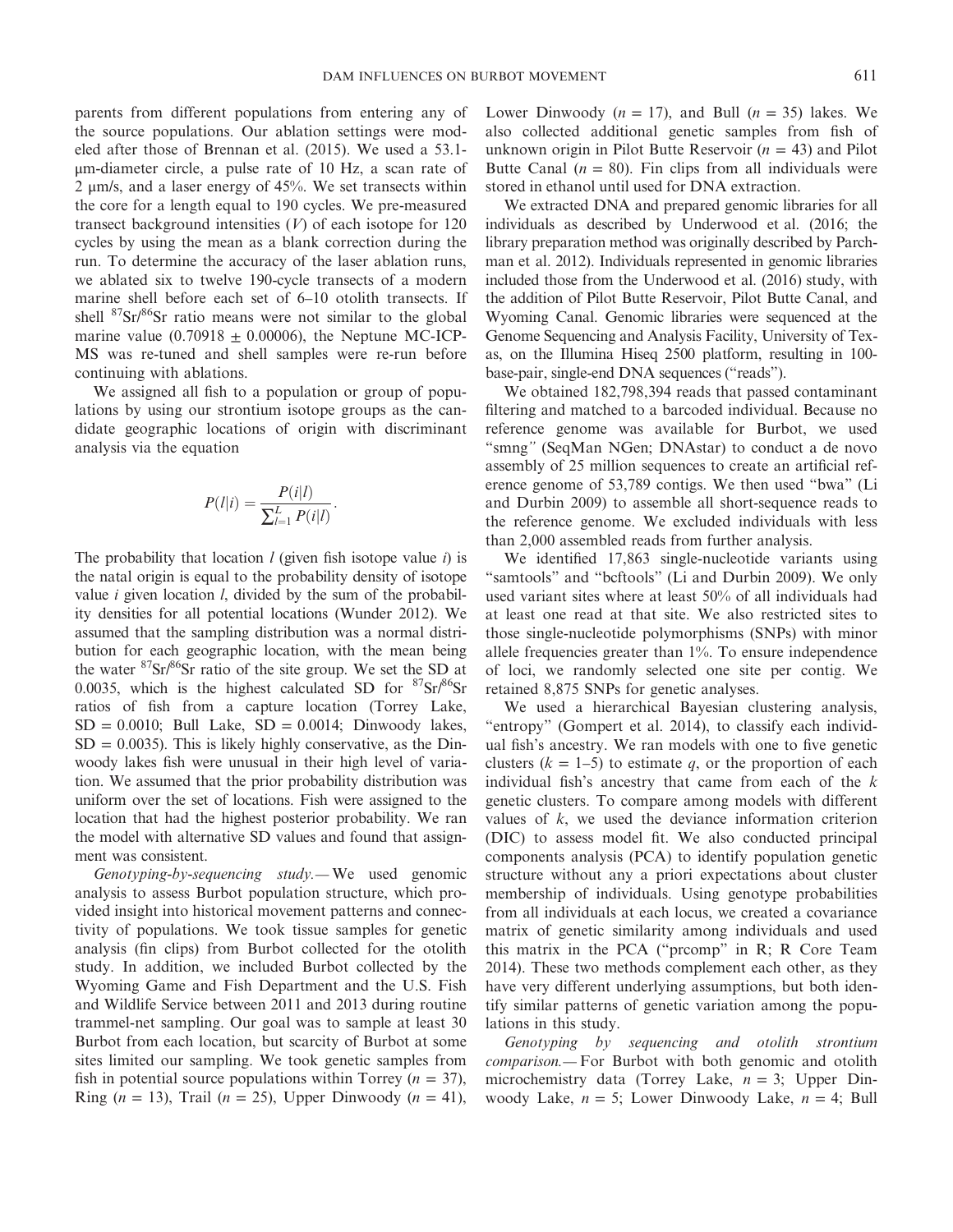parents from different populations from entering any of the source populations. Our ablation settings were modeled after those of Brennan et al. (2015). We used a 53.1-μm-diameter circle, a pulse rate of 10 Hz, a scan rate of 2 μm/s, and a laser energy of 45%. We set transects within the core for a length equal to 190 cycles. We pre-measured transect background intensities ($V$) of each isotope for 120 cycles by using the mean as a blank correction during the run. To determine the accuracy of the laser ablation runs, we ablated six to twelve 190-cycle transects of a modern marine shell before each set of 6–10 otolith transects. If shell $^{87}Sr/^{86}Sr$ ratio means were not similar to the global marine value (0.70918 ± 0.00006), the Neptune MC-ICP-MS was re-tuned and shell samples were re-run before continuing with ablations.

We assigned all fish to a population or group of populations by using our strontium isotope groups as the candidate geographic locations of origin with discriminant analysis via the equation

$$P(l|i) = \frac{P(i|l)}{\sum_{l=1}^{L} P(i|l)}.$$

The probability that location $l$ (given fish isotope value $i$) is the natal origin is equal to the probability density of isotope value $i$ given location $l$, divided by the sum of the probability densities for all potential locations (Wunder 2012). We assumed that the sampling distribution was a normal distribution for each geographic location, with the mean being the water $^{87}Sr/^{86}Sr$ ratio of the site group. We set the SD at 0.0035, which is the highest calculated SD for $^{87}Sr/^{86}Sr$ ratios of fish from a capture location (Torrey Lake, SD = 0.0010; Bull Lake, SD = 0.0014; Dinwoody lakes, SD = 0.0035). This is likely highly conservative, as the Dinwoody lakes fish were unusual in their high level of variation. We assumed that the prior probability distribution was uniform over the set of locations. Fish were assigned to the location that had the highest posterior probability. We ran the model with alternative SD values and found that assignment was consistent.

*Genotyping-by-sequencing study.*— We used genomic analysis to assess Burbot population structure, which provided insight into historical movement patterns and connectivity of populations. We took tissue samples for genetic analysis (fin clips) from Burbot collected for the otolith study. In addition, we included Burbot collected by the Wyoming Game and Fish Department and the U.S. Fish and Wildlife Service between 2011 and 2013 during routine trammel-net sampling. Our goal was to sample at least 30 Burbot from each location, but scarcity of Burbot at some sites limited our sampling. We took genetic samples from fish in potential source populations within Torrey ($n$ = 37), Ring ($n$ = 13), Trail ($n$ = 25), Upper Dinwoody ($n$ = 41), Lower Dinwoody ($n$ = 17), and Bull ($n$ = 35) lakes. We also collected additional genetic samples from fish of unknown origin in Pilot Butte Reservoir ($n$ = 43) and Pilot Butte Canal ($n$ = 80). Fin clips from all individuals were stored in ethanol until used for DNA extraction.

We extracted DNA and prepared genomic libraries for all individuals as described by Underwood et al. (2016; the library preparation method was originally described by Parchman et al. 2012). Individuals represented in genomic libraries included those from the Underwood et al. (2016) study, with the addition of Pilot Butte Reservoir, Pilot Butte Canal, and Wyoming Canal. Genomic libraries were sequenced at the Genome Sequencing and Analysis Facility, University of Texas, on the Illumina Hiseq 2500 platform, resulting in 100-base-pair, single-end DNA sequences ("reads").

We obtained 182,798,394 reads that passed contaminant filtering and matched to a barcoded individual. Because no reference genome was available for Burbot, we used "smng" (SeqMan NGen; DNAstar) to conduct a de novo assembly of 25 million sequences to create an artificial reference genome of 53,789 contigs. We then used "bwa" (Li and Durbin 2009) to assemble all short-sequence reads to the reference genome. We excluded individuals with less than 2,000 assembled reads from further analysis.

We identified 17,863 single-nucleotide variants using "samtools" and "bcftools" (Li and Durbin 2009). We only used variant sites where at least 50% of all individuals had at least one read at that site. We also restricted sites to those single-nucleotide polymorphisms (SNPs) with minor allele frequencies greater than 1%. To ensure independence of loci, we randomly selected one site per contig. We retained 8,875 SNPs for genetic analyses.

We used a hierarchical Bayesian clustering analysis, "entropy" (Gompert et al. 2014), to classify each individual fish's ancestry. We ran models with one to five genetic clusters ($k$ = 1–5) to estimate $q$, or the proportion of each individual fish's ancestry that came from each of the $k$ genetic clusters. To compare among models with different values of $k$, we used the deviance information criterion (DIC) to assess model fit. We also conducted principal components analysis (PCA) to identify population genetic structure without any a priori expectations about cluster membership of individuals. Using genotype probabilities from all individuals at each locus, we created a covariance matrix of genetic similarity among individuals and used this matrix in the PCA ("prcomp" in R; R Core Team 2014). These two methods complement each other, as they have very different underlying assumptions, but both identify similar patterns of genetic variation among the populations in this study.

*Genotyping by sequencing and otolith strontium comparison.*— For Burbot with both genomic and otolith microchemistry data (Torrey Lake, $n$ = 3; Upper Dinwoody Lake, $n$ = 5; Lower Dinwoody Lake, $n$ = 4; Bull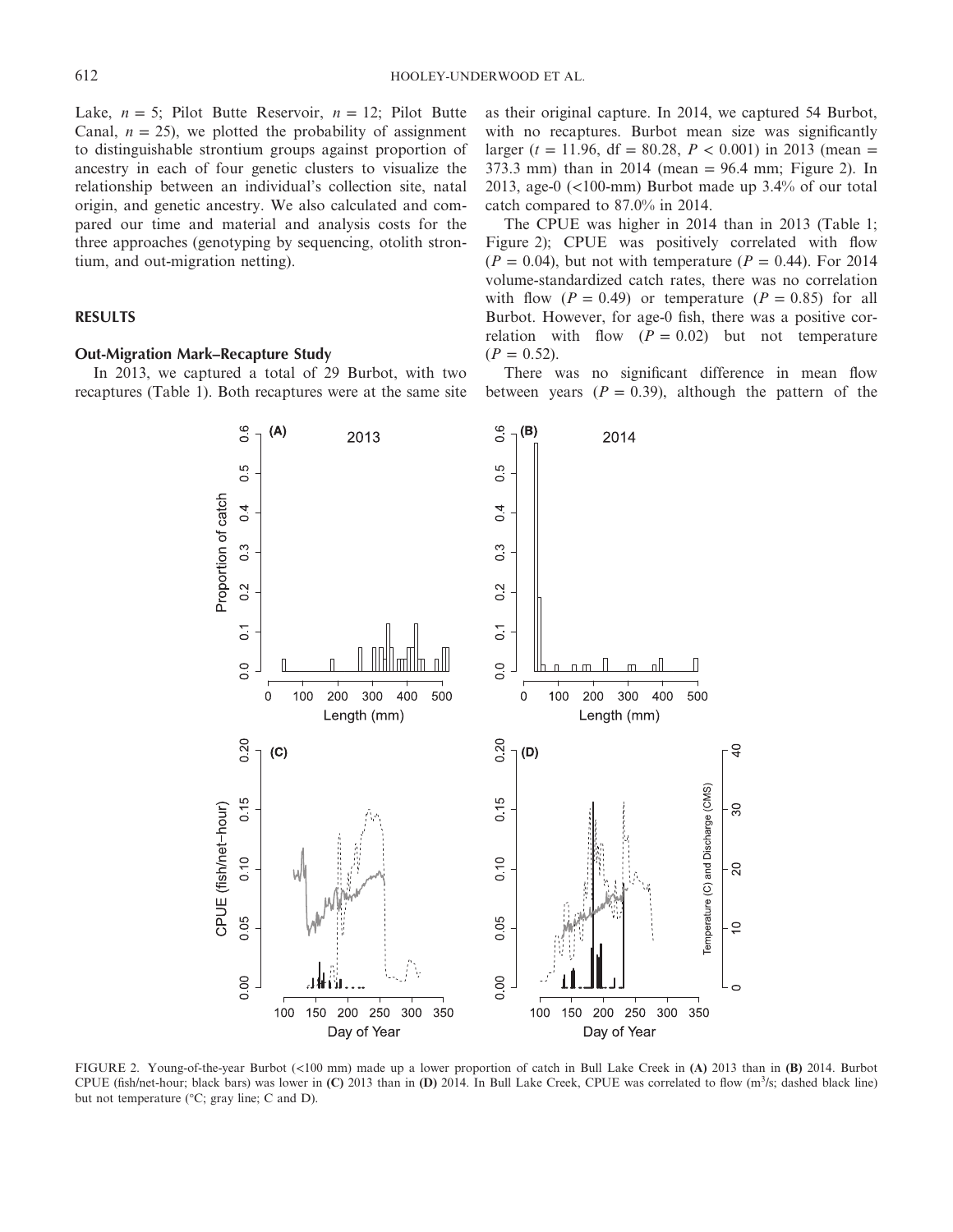Lake, $n = 5$; Pilot Butte Reservoir, $n = 12$; Pilot Butte Canal, $n = 25$), we plotted the probability of assignment to distinguishable strontium groups against proportion of ancestry in each of four genetic clusters to visualize the relationship between an individual's collection site, natal origin, and genetic ancestry. We also calculated and compared our time and material and analysis costs for the three approaches (genotyping by sequencing, otolith strontium, and out-migration netting).

## RESULTS

### Out-Migration Mark–Recapture Study

In 2013, we captured a total of 29 Burbot, with two recaptures (Table 1). Both recaptures were at the same site as their original capture. In 2014, we captured 54 Burbot, with no recaptures. Burbot mean size was significantly larger ($t = 11.96$, df $= 80.28$, $P < 0.001$) in 2013 (mean = 373.3 mm) than in 2014 (mean = 96.4 mm; Figure 2). In 2013, age-0 (<100-mm) Burbot made up 3.4% of our total catch compared to 87.0% in 2014.

The CPUE was higher in 2014 than in 2013 (Table 1; Figure 2); CPUE was positively correlated with flow ($P = 0.04$), but not with temperature ($P = 0.44$). For 2014 volume-standardized catch rates, there was no correlation with flow ($P = 0.49$) or temperature ($P = 0.85$) for all Burbot. However, for age-0 fish, there was a positive correlation with flow ($P = 0.02$) but not temperature ($P = 0.52$).

There was no significant difference in mean flow between years ($P = 0.39$), although the pattern of the

FIGURE 2. Young-of-the-year Burbot (<100 mm) made up a lower proportion of catch in Bull Lake Creek in **(A)** 2013 than in **(B)** 2014. Burbot CPUE (fish/net-hour; black bars) was lower in **(C)** 2013 than in **(D)** 2014. In Bull Lake Creek, CPUE was correlated to flow (m$^3$/s; dashed black line) but not temperature (°C; gray line; C and D).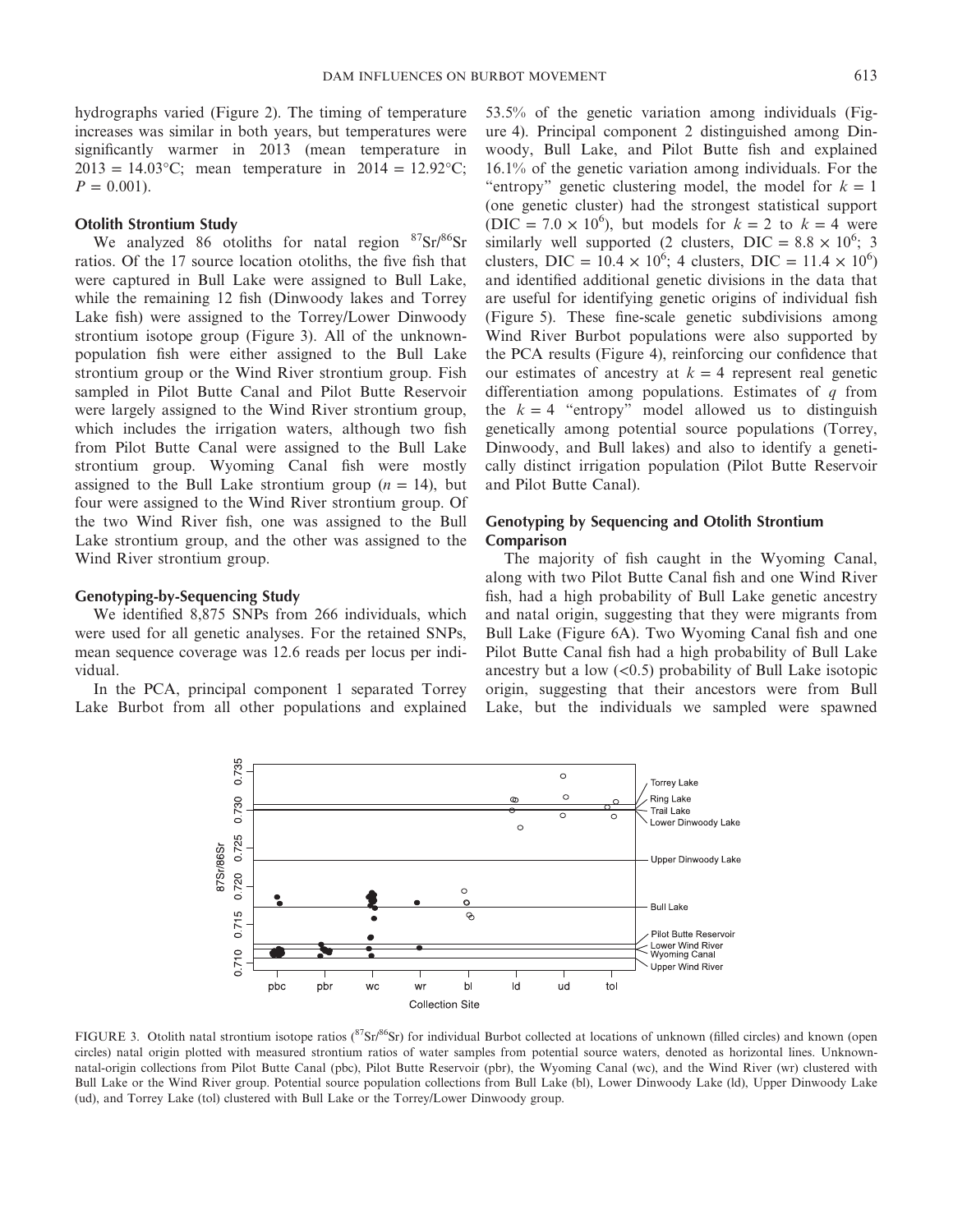hydrographs varied (Figure 2). The timing of temperature increases was similar in both years, but temperatures were significantly warmer in 2013 (mean temperature in 2013 = 14.03°C; mean temperature in 2014 = 12.92°C; $P = 0.001$).

### Otolith Strontium Study

We analyzed 86 otoliths for natal region $^{87}Sr/^{86}Sr$ ratios. Of the 17 source location otoliths, the five fish that were captured in Bull Lake were assigned to Bull Lake, while the remaining 12 fish (Dinwoody lakes and Torrey Lake fish) were assigned to the Torrey/Lower Dinwoody strontium isotope group (Figure 3). All of the unknown-population fish were either assigned to the Bull Lake strontium group or the Wind River strontium group. Fish sampled in Pilot Butte Canal and Pilot Butte Reservoir were largely assigned to the Wind River strontium group, which includes the irrigation waters, although two fish from Pilot Butte Canal were assigned to the Bull Lake strontium group. Wyoming Canal fish were mostly assigned to the Bull Lake strontium group ($n = 14$), but four were assigned to the Wind River strontium group. Of the two Wind River fish, one was assigned to the Bull Lake strontium group, and the other was assigned to the Wind River strontium group.

### Genotyping-by-Sequencing Study

We identified 8,875 SNPs from 266 individuals, which were used for all genetic analyses. For the retained SNPs, mean sequence coverage was 12.6 reads per locus per individual.

In the PCA, principal component 1 separated Torrey Lake Burbot from all other populations and explained 53.5% of the genetic variation among individuals (Figure 4). Principal component 2 distinguished among Dinwoody, Bull Lake, and Pilot Butte fish and explained 16.1% of the genetic variation among individuals. For the "entropy" genetic clustering model, the model for $k = 1$ (one genetic cluster) had the strongest statistical support (DIC = $7.0 \times 10^6$), but models for $k = 2$ to $k = 4$ were similarly well supported (2 clusters, DIC = $8.8 \times 10^6$; 3 clusters, DIC = $10.4 \times 10^6$; 4 clusters, DIC = $11.4 \times 10^6$) and identified additional genetic divisions in the data that are useful for identifying genetic origins of individual fish (Figure 5). These fine-scale genetic subdivisions among Wind River Burbot populations were also supported by the PCA results (Figure 4), reinforcing our confidence that our estimates of ancestry at $k = 4$ represent real genetic differentiation among populations. Estimates of $q$ from the $k = 4$ "entropy" model allowed us to distinguish genetically among potential source populations (Torrey, Dinwoody, and Bull lakes) and also to identify a genetically distinct irrigation population (Pilot Butte Reservoir and Pilot Butte Canal).

### Genotyping by Sequencing and Otolith Strontium Comparison

The majority of fish caught in the Wyoming Canal, along with two Pilot Butte Canal fish and one Wind River fish, had a high probability of Bull Lake genetic ancestry and natal origin, suggesting that they were migrants from Bull Lake (Figure 6A). Two Wyoming Canal fish and one Pilot Butte Canal fish had a high probability of Bull Lake ancestry but a low (<0.5) probability of Bull Lake isotopic origin, suggesting that their ancestors were from Bull Lake, but the individuals we sampled were spawned

FIGURE 3. Otolith natal strontium isotope ratios ($^{87}Sr/^{86}Sr$) for individual Burbot collected at locations of unknown (filled circles) and known (open circles) natal origin plotted with measured strontium ratios of water samples from potential source waters, denoted as horizontal lines. Unknown-natal-origin collections from Pilot Butte Canal (pbc), Pilot Butte Reservoir (pbr), the Wyoming Canal (wc), and the Wind River (wr) clustered with Bull Lake or the Wind River group. Potential source population collections from Bull Lake (bl), Lower Dinwoody Lake (ld), Upper Dinwoody Lake (ud), and Torrey Lake (tol) clustered with Bull Lake or the Torrey/Lower Dinwoody group.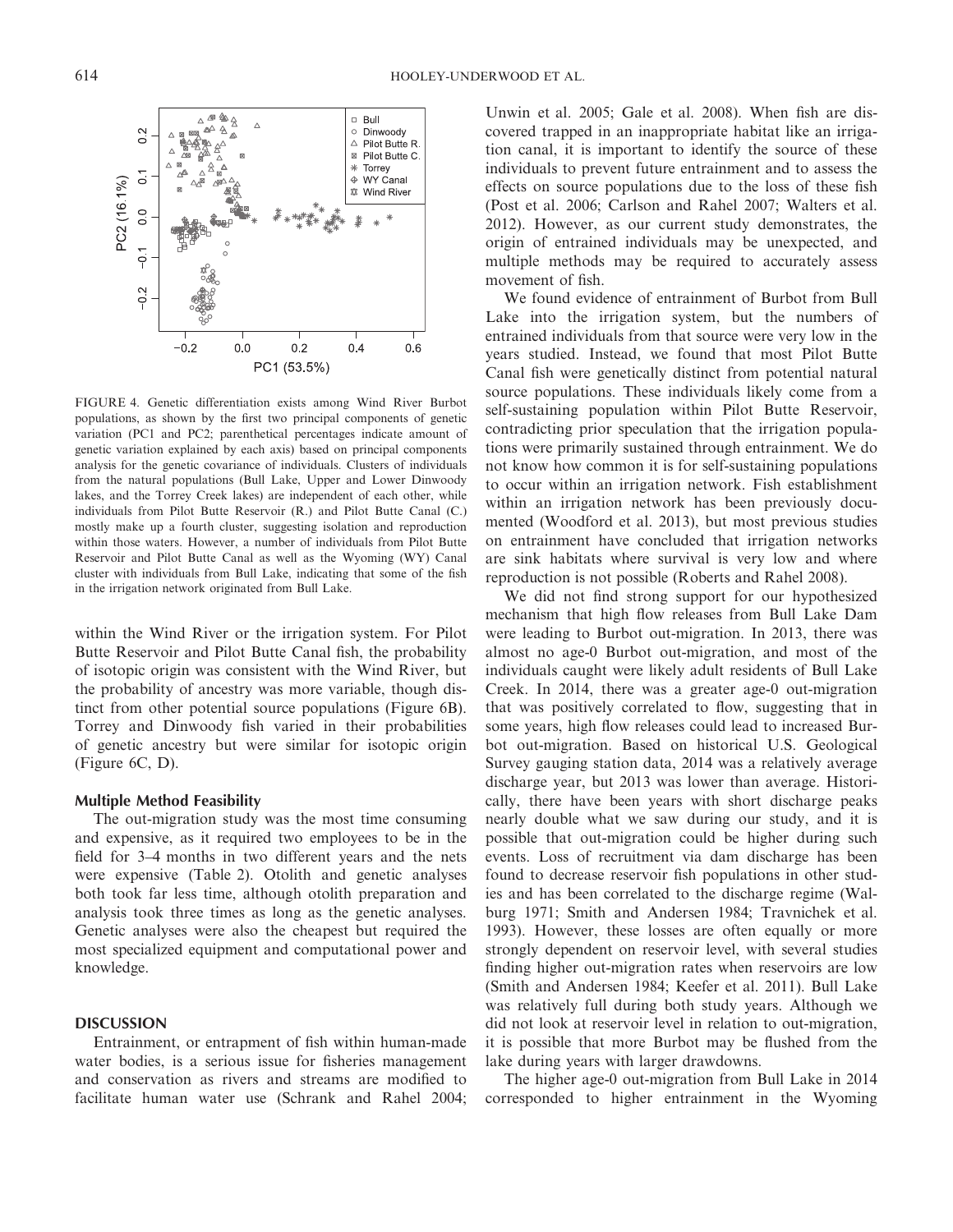FIGURE 4. Genetic differentiation exists among Wind River Burbot populations, as shown by the first two principal components of genetic variation (PC1 and PC2; parenthetical percentages indicate amount of genetic variation explained by each axis) based on principal components analysis for the genetic covariance of individuals. Clusters of individuals from the natural populations (Bull Lake, Upper and Lower Dinwoody lakes, and the Torrey Creek lakes) are independent of each other, while individuals from Pilot Butte Reservoir (R.) and Pilot Butte Canal (C.) mostly make up a fourth cluster, suggesting isolation and reproduction within those waters. However, a number of individuals from Pilot Butte Reservoir and Pilot Butte Canal as well as the Wyoming (WY) Canal cluster with individuals from Bull Lake, indicating that some of the fish in the irrigation network originated from Bull Lake.

within the Wind River or the irrigation system. For Pilot Butte Reservoir and Pilot Butte Canal fish, the probability of isotopic origin was consistent with the Wind River, but the probability of ancestry was more variable, though distinct from other potential source populations (Figure 6B). Torrey and Dinwoody fish varied in their probabilities of genetic ancestry but were similar for isotopic origin (Figure 6C, D).

### Multiple Method Feasibility

The out-migration study was the most time consuming and expensive, as it required two employees to be in the field for 3–4 months in two different years and the nets were expensive (Table 2). Otolith and genetic analyses both took far less time, although otolith preparation and analysis took three times as long as the genetic analyses. Genetic analyses were also the cheapest but required the most specialized equipment and computational power and knowledge.

## DISCUSSION

Entrainment, or entrapment of fish within human-made water bodies, is a serious issue for fisheries management and conservation as rivers and streams are modified to facilitate human water use (Schrank and Rahel 2004; Unwin et al. 2005; Gale et al. 2008). When fish are discovered trapped in an inappropriate habitat like an irrigation canal, it is important to identify the source of these individuals to prevent future entrainment and to assess the effects on source populations due to the loss of these fish (Post et al. 2006; Carlson and Rahel 2007; Walters et al. 2012). However, as our current study demonstrates, the origin of entrained individuals may be unexpected, and multiple methods may be required to accurately assess movement of fish.

We found evidence of entrainment of Burbot from Bull Lake into the irrigation system, but the numbers of entrained individuals from that source were very low in the years studied. Instead, we found that most Pilot Butte Canal fish were genetically distinct from potential natural source populations. These individuals likely come from a self-sustaining population within Pilot Butte Reservoir, contradicting prior speculation that the irrigation populations were primarily sustained through entrainment. We do not know how common it is for self-sustaining populations to occur within an irrigation network. Fish establishment within an irrigation network has been previously documented (Woodford et al. 2013), but most previous studies on entrainment have concluded that irrigation networks are sink habitats where survival is very low and where reproduction is not possible (Roberts and Rahel 2008).

We did not find strong support for our hypothesized mechanism that high flow releases from Bull Lake Dam were leading to Burbot out-migration. In 2013, there was almost no age-0 Burbot out-migration, and most of the individuals caught were likely adult residents of Bull Lake Creek. In 2014, there was a greater age-0 out-migration that was positively correlated to flow, suggesting that in some years, high flow releases could lead to increased Burbot out-migration. Based on historical U.S. Geological Survey gauging station data, 2014 was a relatively average discharge year, but 2013 was lower than average. Historically, there have been years with short discharge peaks nearly double what we saw during our study, and it is possible that out-migration could be higher during such events. Loss of recruitment via dam discharge has been found to decrease reservoir fish populations in other studies and has been correlated to the discharge regime (Walburg 1971; Smith and Andersen 1984; Travnichek et al. 1993). However, these losses are often equally or more strongly dependent on reservoir level, with several studies finding higher out-migration rates when reservoirs are low (Smith and Andersen 1984; Keefer et al. 2011). Bull Lake was relatively full during both study years. Although we did not look at reservoir level in relation to out-migration, it is possible that more Burbot may be flushed from the lake during years with larger drawdowns.

The higher age-0 out-migration from Bull Lake in 2014 corresponded to higher entrainment in the Wyoming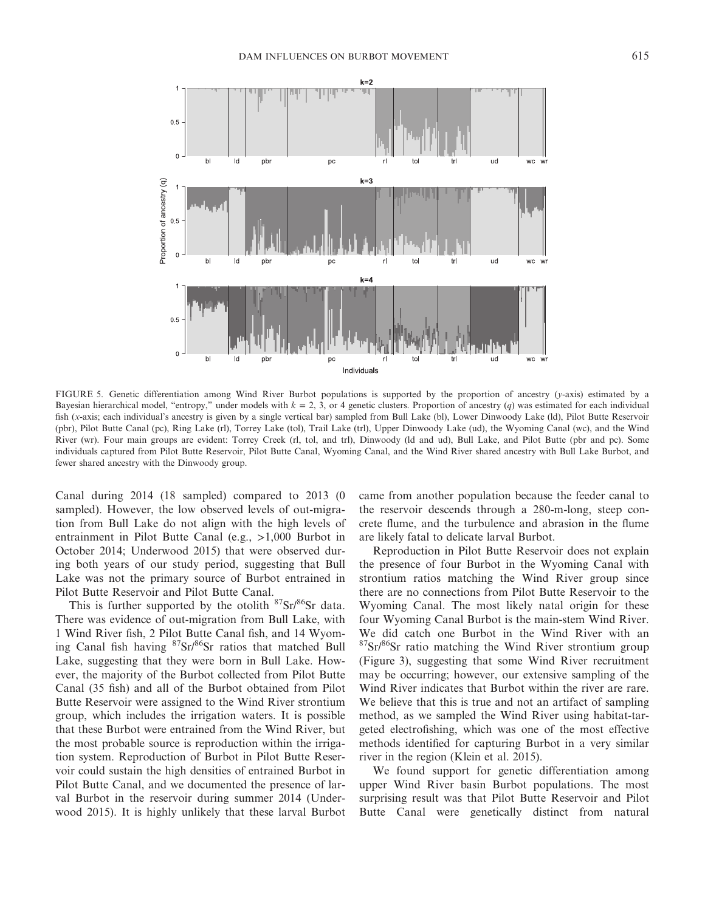FIGURE 5. Genetic differentiation among Wind River Burbot populations is supported by the proportion of ancestry (y-axis) estimated by a Bayesian hierarchical model, "entropy," under models with $k = 2$, 3, or 4 genetic clusters. Proportion of ancestry ($q$) was estimated for each individual fish (x-axis; each individual's ancestry is given by a single vertical bar) sampled from Bull Lake (bl), Lower Dinwoody Lake (ld), Pilot Butte Reservoir (pbr), Pilot Butte Canal (pc), Ring Lake (rl), Torrey Lake (tol), Trail Lake (trl), Upper Dinwoody Lake (ud), the Wyoming Canal (wc), and the Wind River (wr). Four main groups are evident: Torrey Creek (rl, tol, and trl), Dinwoody (ld and ud), Bull Lake, and Pilot Butte (pbr and pc). Some individuals captured from Pilot Butte Reservoir, Pilot Butte Canal, Wyoming Canal, and the Wind River shared ancestry with Bull Lake Burbot, and fewer shared ancestry with the Dinwoody group.

Canal during 2014 (18 sampled) compared to 2013 (0 sampled). However, the low observed levels of out-migration from Bull Lake do not align with the high levels of entrainment in Pilot Butte Canal (e.g., >1,000 Burbot in October 2014; Underwood 2015) that were observed during both years of our study period, suggesting that Bull Lake was not the primary source of Burbot entrained in Pilot Butte Reservoir and Pilot Butte Canal.

This is further supported by the otolith $^{87}Sr/^{86}Sr$ data. There was evidence of out-migration from Bull Lake, with 1 Wind River fish, 2 Pilot Butte Canal fish, and 14 Wyoming Canal fish having $^{87}Sr/^{86}Sr$ ratios that matched Bull Lake, suggesting that they were born in Bull Lake. However, the majority of the Burbot collected from Pilot Butte Canal (35 fish) and all of the Burbot obtained from Pilot Butte Reservoir were assigned to the Wind River strontium group, which includes the irrigation waters. It is possible that these Burbot were entrained from the Wind River, but the most probable source is reproduction within the irrigation system. Reproduction of Burbot in Pilot Butte Reservoir could sustain the high densities of entrained Burbot in Pilot Butte Canal, and we documented the presence of larval Burbot in the reservoir during summer 2014 (Underwood 2015). It is highly unlikely that these larval Burbot came from another population because the feeder canal to the reservoir descends through a 280-m-long, steep concrete flume, and the turbulence and abrasion in the flume are likely fatal to delicate larval Burbot.

Reproduction in Pilot Butte Reservoir does not explain the presence of four Burbot in the Wyoming Canal with strontium ratios matching the Wind River group since there are no connections from Pilot Butte Reservoir to the Wyoming Canal. The most likely natal origin for these four Wyoming Canal Burbot is the main-stem Wind River. We did catch one Burbot in the Wind River with an $^{87}Sr/^{86}Sr$ ratio matching the Wind River strontium group (Figure 3), suggesting that some Wind River recruitment may be occurring; however, our extensive sampling of the Wind River indicates that Burbot within the river are rare. We believe that this is true and not an artifact of sampling method, as we sampled the Wind River using habitat-targeted electrofishing, which was one of the most effective methods identified for capturing Burbot in a very similar river in the region (Klein et al. 2015).

We found support for genetic differentiation among upper Wind River basin Burbot populations. The most surprising result was that Pilot Butte Reservoir and Pilot Butte Canal were genetically distinct from natural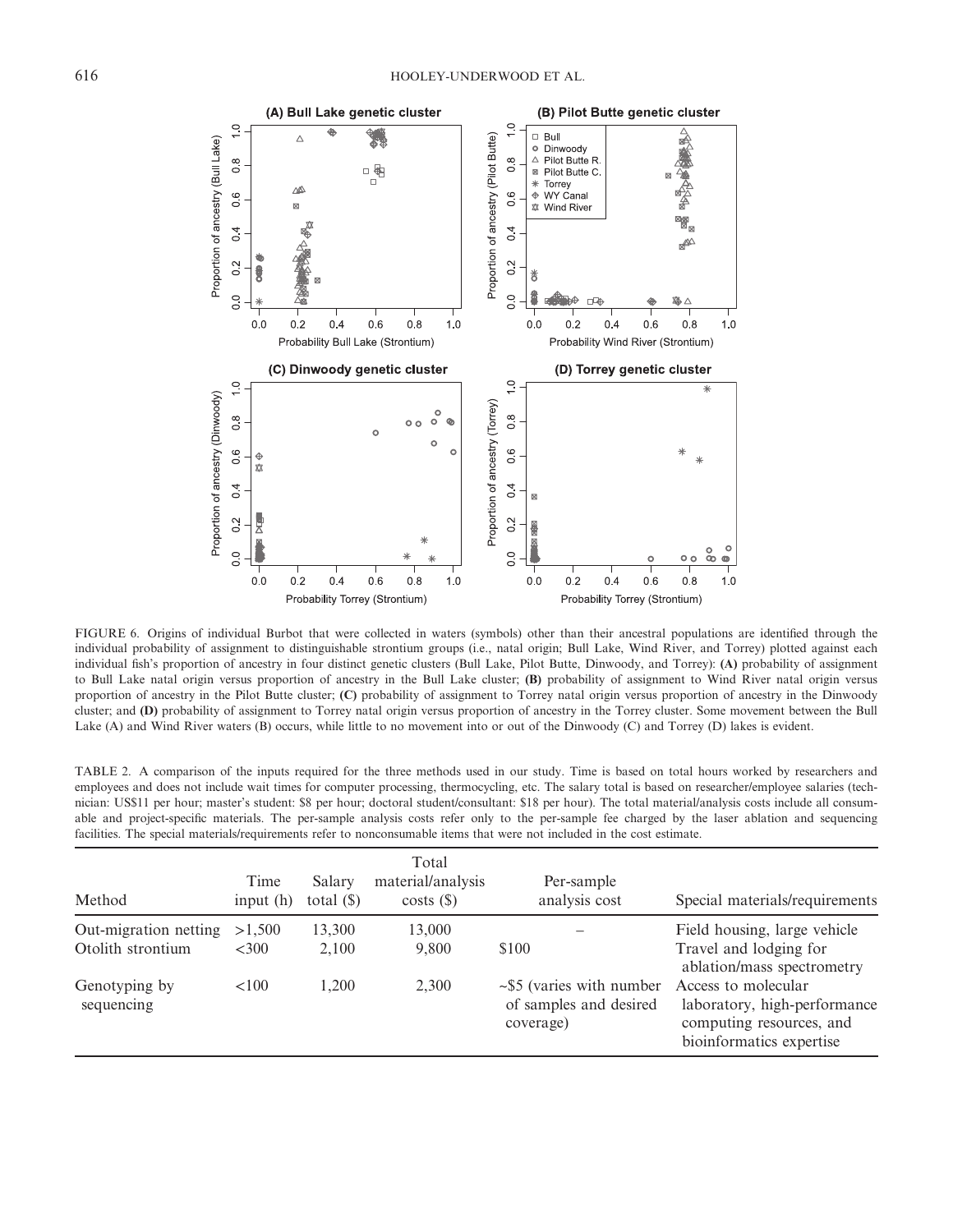FIGURE 6. Origins of individual Burbot that were collected in waters (symbols) other than their ancestral populations are identified through the individual probability of assignment to distinguishable strontium groups (i.e., natal origin; Bull Lake, Wind River, and Torrey) plotted against each individual fish's proportion of ancestry in four distinct genetic clusters (Bull Lake, Pilot Butte, Dinwoody, and Torrey): **(A)** probability of assignment to Bull Lake natal origin versus proportion of ancestry in the Bull Lake cluster; **(B)** probability of assignment to Wind River natal origin versus proportion of ancestry in the Pilot Butte cluster; **(C)** probability of assignment to Torrey natal origin versus proportion of ancestry in the Dinwoody cluster; and **(D)** probability of assignment to Torrey natal origin versus proportion of ancestry in the Torrey cluster. Some movement between the Bull Lake (A) and Wind River waters (B) occurs, while little to no movement into or out of the Dinwoody (C) and Torrey (D) lakes is evident.

TABLE 2. A comparison of the inputs required for the three methods used in our study. Time is based on total hours worked by researchers and employees and does not include wait times for computer processing, thermocycling, etc. The salary total is based on researcher/employee salaries (technician: US$11 per hour; master's student: $8 per hour; doctoral student/consultant: $18 per hour). The total material/analysis costs include all consumable and project-specific materials. The per-sample analysis costs refer only to the per-sample fee charged by the laser ablation and sequencing facilities. The special materials/requirements refer to nonconsumable items that were not included in the cost estimate.

| Method | Time input (h) | Salary total ($) | Total material/analysis costs ($) | Per-sample analysis cost | Special materials/requirements |
|---|---|---|---|---|---|
| Out-migration netting | >1,500 | 13,300 | 13,000 | – | Field housing, large vehicle |
| Otolith strontium | <300 | 2,100 | 9,800 | $100 | Travel and lodging for ablation/mass spectrometry |
| Genotyping by sequencing | <100 | 1,200 | 2,300 | ~$5 (varies with number of samples and desired coverage) | Access to molecular laboratory, high-performance computing resources, and bioinformatics expertise |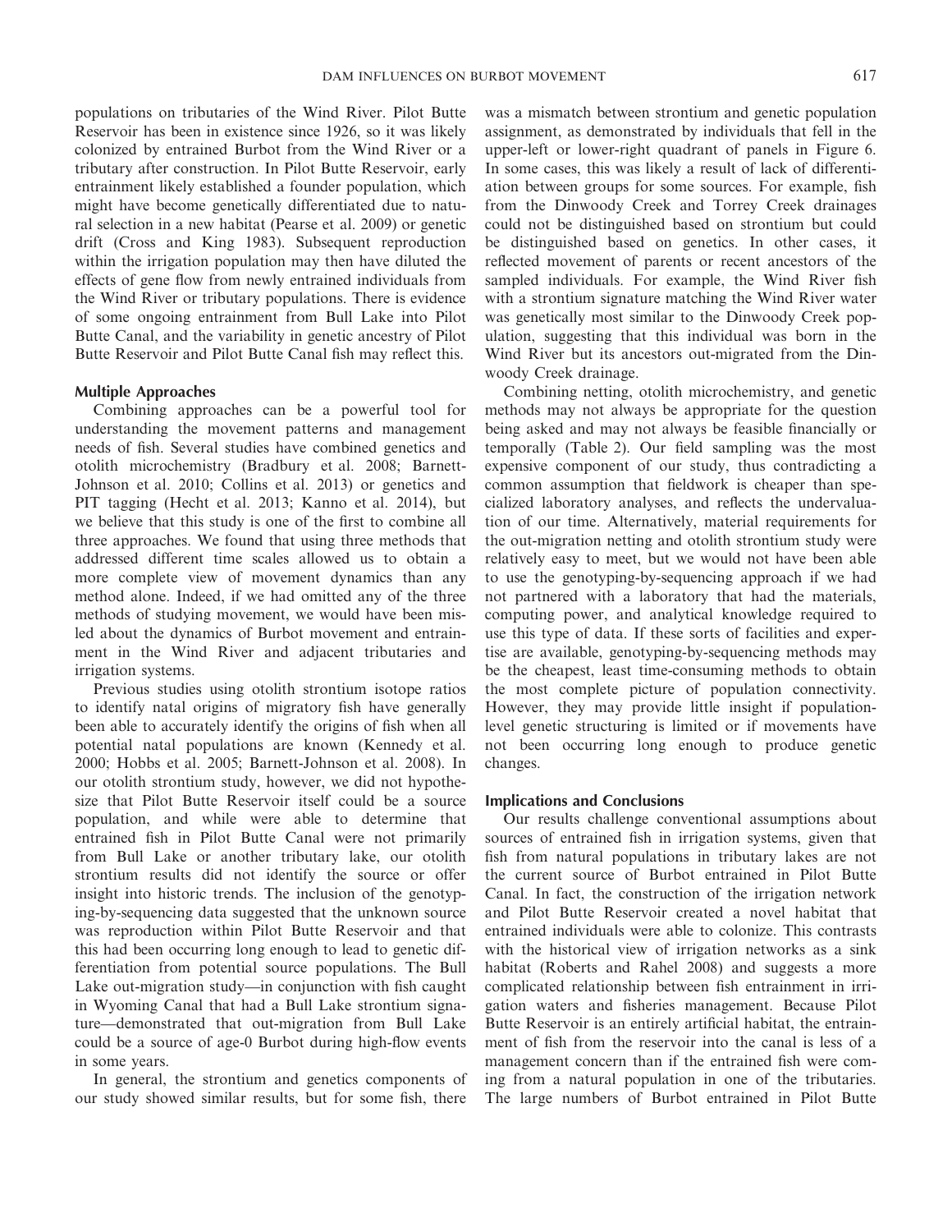populations on tributaries of the Wind River. Pilot Butte Reservoir has been in existence since 1926, so it was likely colonized by entrained Burbot from the Wind River or a tributary after construction. In Pilot Butte Reservoir, early entrainment likely established a founder population, which might have become genetically differentiated due to natural selection in a new habitat (Pearse et al. 2009) or genetic drift (Cross and King 1983). Subsequent reproduction within the irrigation population may then have diluted the effects of gene flow from newly entrained individuals from the Wind River or tributary populations. There is evidence of some ongoing entrainment from Bull Lake into Pilot Butte Canal, and the variability in genetic ancestry of Pilot Butte Reservoir and Pilot Butte Canal fish may reflect this.

### Multiple Approaches

Combining approaches can be a powerful tool for understanding the movement patterns and management needs of fish. Several studies have combined genetics and otolith microchemistry (Bradbury et al. 2008; Barnett-Johnson et al. 2010; Collins et al. 2013) or genetics and PIT tagging (Hecht et al. 2013; Kanno et al. 2014), but we believe that this study is one of the first to combine all three approaches. We found that using three methods that addressed different time scales allowed us to obtain a more complete view of movement dynamics than any method alone. Indeed, if we had omitted any of the three methods of studying movement, we would have been misled about the dynamics of Burbot movement and entrainment in the Wind River and adjacent tributaries and irrigation systems.

Previous studies using otolith strontium isotope ratios to identify natal origins of migratory fish have generally been able to accurately identify the origins of fish when all potential natal populations are known (Kennedy et al. 2000; Hobbs et al. 2005; Barnett-Johnson et al. 2008). In our otolith strontium study, however, we did not hypothesize that Pilot Butte Reservoir itself could be a source population, and while were able to determine that entrained fish in Pilot Butte Canal were not primarily from Bull Lake or another tributary lake, our otolith strontium results did not identify the source or offer insight into historic trends. The inclusion of the genotyping-by-sequencing data suggested that the unknown source was reproduction within Pilot Butte Reservoir and that this had been occurring long enough to lead to genetic differentiation from potential source populations. The Bull Lake out-migration study—in conjunction with fish caught in Wyoming Canal that had a Bull Lake strontium signature—demonstrated that out-migration from Bull Lake could be a source of age-0 Burbot during high-flow events in some years.

In general, the strontium and genetics components of our study showed similar results, but for some fish, there was a mismatch between strontium and genetic population assignment, as demonstrated by individuals that fell in the upper-left or lower-right quadrant of panels in Figure 6. In some cases, this was likely a result of lack of differentiation between groups for some sources. For example, fish from the Dinwoody Creek and Torrey Creek drainages could not be distinguished based on strontium but could be distinguished based on genetics. In other cases, it reflected movement of parents or recent ancestors of the sampled individuals. For example, the Wind River fish with a strontium signature matching the Wind River water was genetically most similar to the Dinwoody Creek population, suggesting that this individual was born in the Wind River but its ancestors out-migrated from the Dinwoody Creek drainage.

Combining netting, otolith microchemistry, and genetic methods may not always be appropriate for the question being asked and may not always be feasible financially or temporally (Table 2). Our field sampling was the most expensive component of our study, thus contradicting a common assumption that fieldwork is cheaper than specialized laboratory analyses, and reflects the undervaluation of our time. Alternatively, material requirements for the out-migration netting and otolith strontium study were relatively easy to meet, but we would not have been able to use the genotyping-by-sequencing approach if we had not partnered with a laboratory that had the materials, computing power, and analytical knowledge required to use this type of data. If these sorts of facilities and expertise are available, genotyping-by-sequencing methods may be the cheapest, least time-consuming methods to obtain the most complete picture of population connectivity. However, they may provide little insight if population-level genetic structuring is limited or if movements have not been occurring long enough to produce genetic changes.

### Implications and Conclusions

Our results challenge conventional assumptions about sources of entrained fish in irrigation systems, given that fish from natural populations in tributary lakes are not the current source of Burbot entrained in Pilot Butte Canal. In fact, the construction of the irrigation network and Pilot Butte Reservoir created a novel habitat that entrained individuals were able to colonize. This contrasts with the historical view of irrigation networks as a sink habitat (Roberts and Rahel 2008) and suggests a more complicated relationship between fish entrainment in irrigation waters and fisheries management. Because Pilot Butte Reservoir is an entirely artificial habitat, the entrainment of fish from the reservoir into the canal is less of a management concern than if the entrained fish were coming from a natural population in one of the tributaries. The large numbers of Burbot entrained in Pilot Butte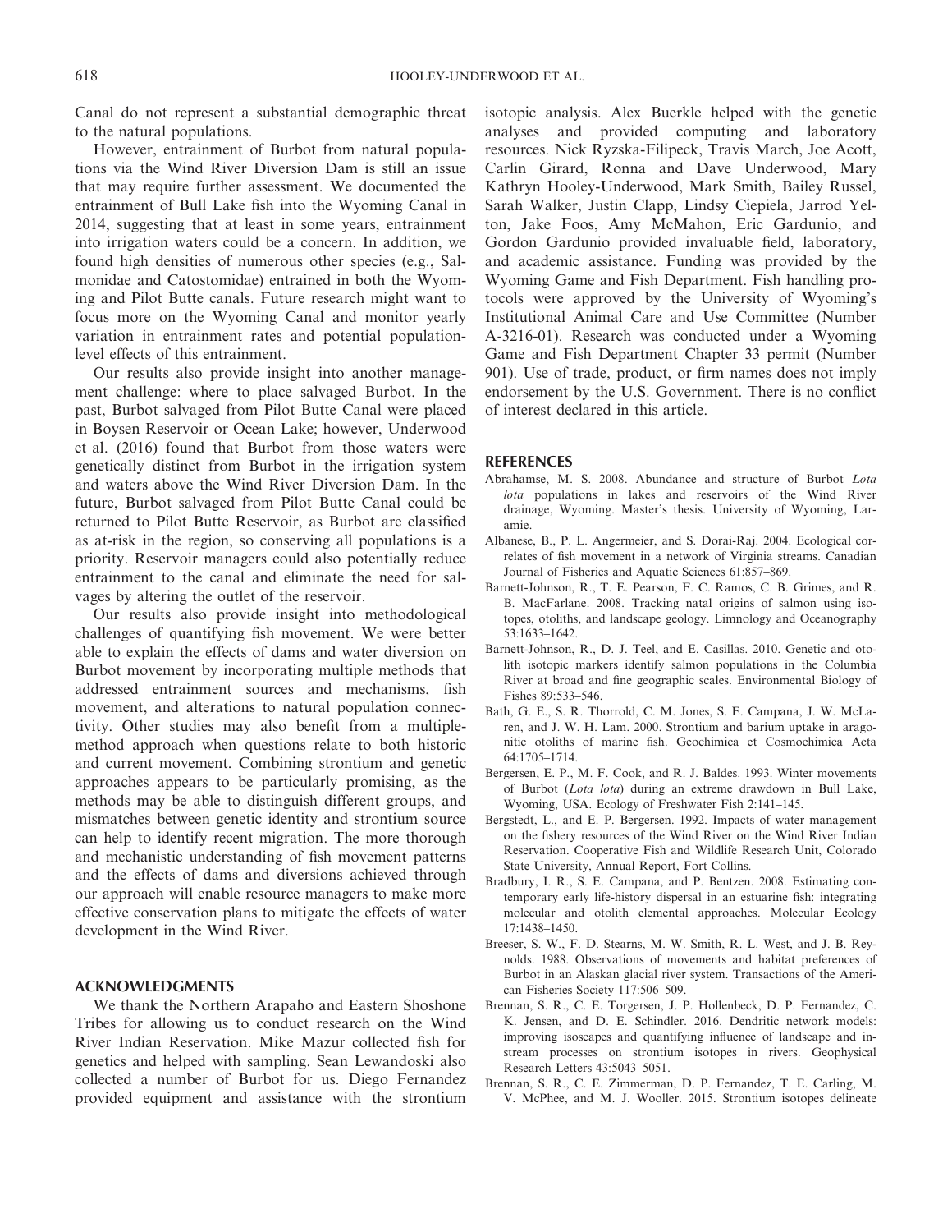Canal do not represent a substantial demographic threat to the natural populations.

However, entrainment of Burbot from natural populations via the Wind River Diversion Dam is still an issue that may require further assessment. We documented the entrainment of Bull Lake fish into the Wyoming Canal in 2014, suggesting that at least in some years, entrainment into irrigation waters could be a concern. In addition, we found high densities of numerous other species (e.g., Salmonidae and Catostomidae) entrained in both the Wyoming and Pilot Butte canals. Future research might want to focus more on the Wyoming Canal and monitor yearly variation in entrainment rates and potential population-level effects of this entrainment.

Our results also provide insight into another management challenge: where to place salvaged Burbot. In the past, Burbot salvaged from Pilot Butte Canal were placed in Boysen Reservoir or Ocean Lake; however, Underwood et al. (2016) found that Burbot from those waters were genetically distinct from Burbot in the irrigation system and waters above the Wind River Diversion Dam. In the future, Burbot salvaged from Pilot Butte Canal could be returned to Pilot Butte Reservoir, as Burbot are classified as at-risk in the region, so conserving all populations is a priority. Reservoir managers could also potentially reduce entrainment to the canal and eliminate the need for salvages by altering the outlet of the reservoir.

Our results also provide insight into methodological challenges of quantifying fish movement. We were better able to explain the effects of dams and water diversion on Burbot movement by incorporating multiple methods that addressed entrainment sources and mechanisms, fish movement, and alterations to natural population connectivity. Other studies may also benefit from a multiple-method approach when questions relate to both historic and current movement. Combining strontium and genetic approaches appears to be particularly promising, as the methods may be able to distinguish different groups, and mismatches between genetic identity and strontium source can help to identify recent migration. The more thorough and mechanistic understanding of fish movement patterns and the effects of dams and diversions achieved through our approach will enable resource managers to make more effective conservation plans to mitigate the effects of water development in the Wind River.

## ACKNOWLEDGMENTS

We thank the Northern Arapaho and Eastern Shoshone Tribes for allowing us to conduct research on the Wind River Indian Reservation. Mike Mazur collected fish for genetics and helped with sampling. Sean Lewandoski also collected a number of Burbot for us. Diego Fernandez provided equipment and assistance with the strontium isotopic analysis. Alex Buerkle helped with the genetic analyses and provided computing and laboratory resources. Nick Ryzska-Filipeck, Travis March, Joe Acott, Carlin Girard, Ronna and Dave Underwood, Mary Kathryn Hooley-Underwood, Mark Smith, Bailey Russel, Sarah Walker, Justin Clapp, Lindsy Ciepiela, Jarrod Yelton, Jake Foos, Amy McMahon, Eric Gardunio, and Gordon Gardunio provided invaluable field, laboratory, and academic assistance. Funding was provided by the Wyoming Game and Fish Department. Fish handling protocols were approved by the University of Wyoming's Institutional Animal Care and Use Committee (Number A-3216-01). Research was conducted under a Wyoming Game and Fish Department Chapter 33 permit (Number 901). Use of trade, product, or firm names does not imply endorsement by the U.S. Government. There is no conflict of interest declared in this article.

## REFERENCES

Abrahamse, M. S. 2008. Abundance and structure of Burbot *Lota lota* populations in lakes and reservoirs of the Wind River drainage, Wyoming. Master's thesis. University of Wyoming, Laramie.

Albanese, B., P. L. Angermeier, and S. Dorai-Raj. 2004. Ecological correlates of fish movement in a network of Virginia streams. Canadian Journal of Fisheries and Aquatic Sciences 61:857–869.

Barnett-Johnson, R., T. E. Pearson, F. C. Ramos, C. B. Grimes, and R. B. MacFarlane. 2008. Tracking natal origins of salmon using isotopes, otoliths, and landscape geology. Limnology and Oceanography 53:1633–1642.

Barnett-Johnson, R., D. J. Teel, and E. Casillas. 2010. Genetic and otolith isotopic markers identify salmon populations in the Columbia River at broad and fine geographic scales. Environmental Biology of Fishes 89:533–546.

Bath, G. E., S. R. Thorrold, C. M. Jones, S. E. Campana, J. W. McLaren, and J. W. H. Lam. 2000. Strontium and barium uptake in aragonitic otoliths of marine fish. Geochimica et Cosmochimica Acta 64:1705–1714.

Bergersen, E. P., M. F. Cook, and R. J. Baldes. 1993. Winter movements of Burbot (*Lota lota*) during an extreme drawdown in Bull Lake, Wyoming, USA. Ecology of Freshwater Fish 2:141–145.

Bergstedt, L., and E. P. Bergersen. 1992. Impacts of water management on the fishery resources of the Wind River on the Wind River Indian Reservation. Cooperative Fish and Wildlife Research Unit, Colorado State University, Annual Report, Fort Collins.

Bradbury, I. R., S. E. Campana, and P. Bentzen. 2008. Estimating contemporary early life-history dispersal in an estuarine fish: integrating molecular and otolith elemental approaches. Molecular Ecology 17:1438–1450.

Breeser, S. W., F. D. Stearns, M. W. Smith, R. L. West, and J. B. Reynolds. 1988. Observations of movements and habitat preferences of Burbot in an Alaskan glacial river system. Transactions of the American Fisheries Society 117:506–509.

Brennan, S. R., C. E. Torgersen, J. P. Hollenbeck, D. P. Fernandez, C. K. Jensen, and D. E. Schindler. 2016. Dendritic network models: improving isoscapes and quantifying influence of landscape and in-stream processes on strontium isotopes in rivers. Geophysical Research Letters 43:5043–5051.

Brennan, S. R., C. E. Zimmerman, D. P. Fernandez, T. E. Carling, M. V. McPhee, and M. J. Wooller. 2015. Strontium isotopes delineate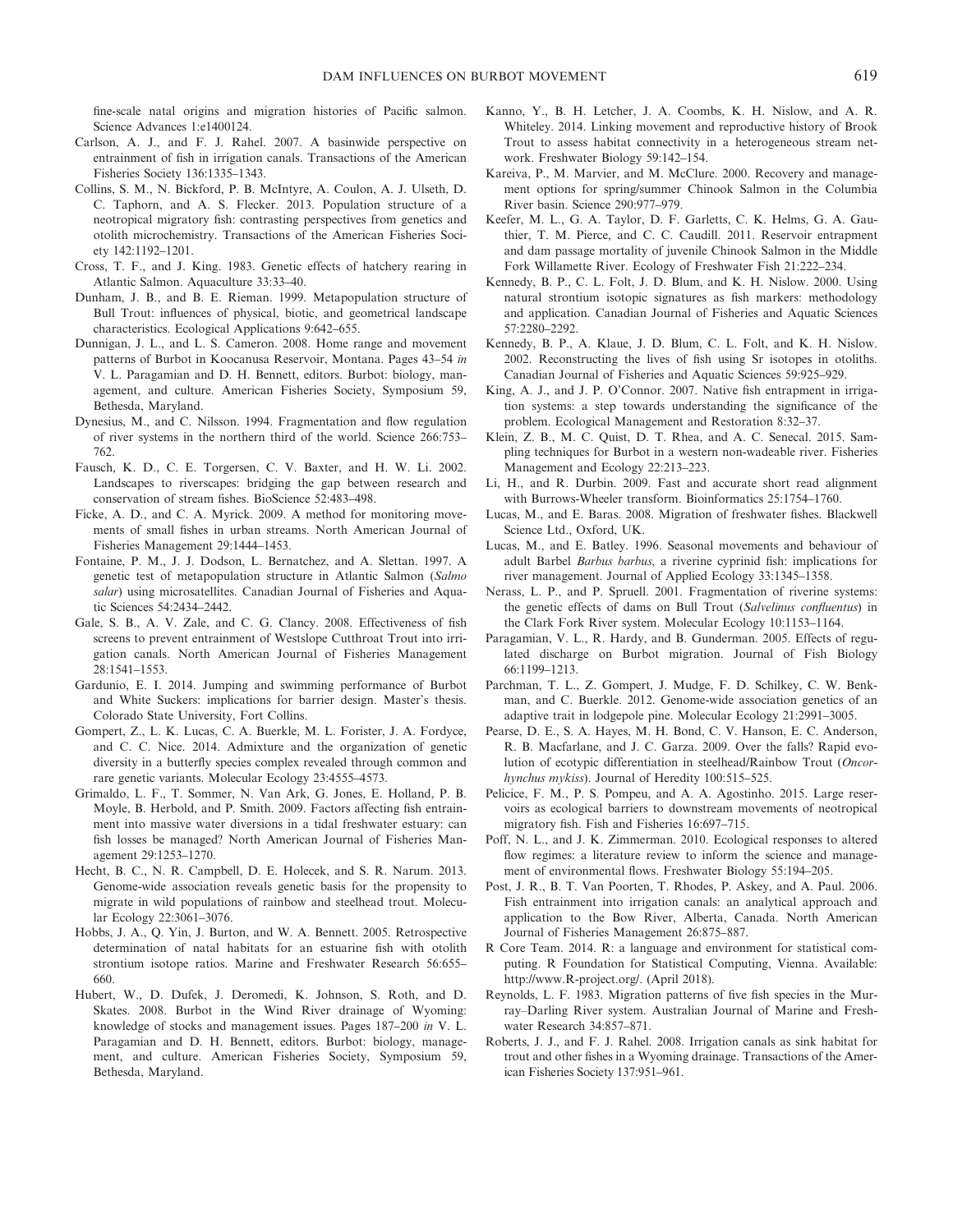fine-scale natal origins and migration histories of Pacific salmon. Science Advances 1:e1400124.

Carlson, A. J., and F. J. Rahel. 2007. A basinwide perspective on entrainment of fish in irrigation canals. Transactions of the American Fisheries Society 136:1335–1343.

Collins, S. M., N. Bickford, P. B. McIntyre, A. Coulon, A. J. Ulseth, D. C. Taphorn, and A. S. Flecker. 2013. Population structure of a neotropical migratory fish: contrasting perspectives from genetics and otolith microchemistry. Transactions of the American Fisheries Society 142:1192–1201.

Cross, T. F., and J. King. 1983. Genetic effects of hatchery rearing in Atlantic Salmon. Aquaculture 33:33–40.

Dunham, J. B., and B. E. Rieman. 1999. Metapopulation structure of Bull Trout: influences of physical, biotic, and geometrical landscape characteristics. Ecological Applications 9:642–655.

Dunnigan, J. L., and L. S. Cameron. 2008. Home range and movement patterns of Burbot in Koocanusa Reservoir, Montana. Pages 43–54 *in* V. L. Paragamian and D. H. Bennett, editors. Burbot: biology, management, and culture. American Fisheries Society, Symposium 59, Bethesda, Maryland.

Dynesius, M., and C. Nilsson. 1994. Fragmentation and flow regulation of river systems in the northern third of the world. Science 266:753–762.

Fausch, K. D., C. E. Torgersen, C. V. Baxter, and H. W. Li. 2002. Landscapes to riverscapes: bridging the gap between research and conservation of stream fishes. BioScience 52:483–498.

Ficke, A. D., and C. A. Myrick. 2009. A method for monitoring movements of small fishes in urban streams. North American Journal of Fisheries Management 29:1444–1453.

Fontaine, P. M., J. J. Dodson, L. Bernatchez, and A. Slettan. 1997. A genetic test of metapopulation structure in Atlantic Salmon (*Salmo salar*) using microsatellites. Canadian Journal of Fisheries and Aquatic Sciences 54:2434–2442.

Gale, S. B., A. V. Zale, and C. G. Clancy. 2008. Effectiveness of fish screens to prevent entrainment of Westslope Cutthroat Trout into irrigation canals. North American Journal of Fisheries Management 28:1541–1553.

Gardunio, E. I. 2014. Jumping and swimming performance of Burbot and White Suckers: implications for barrier design. Master's thesis. Colorado State University, Fort Collins.

Gompert, Z., L. K. Lucas, C. A. Buerkle, M. L. Forister, J. A. Fordyce, and C. C. Nice. 2014. Admixture and the organization of genetic diversity in a butterfly species complex revealed through common and rare genetic variants. Molecular Ecology 23:4555–4573.

Grimaldo, L. F., T. Sommer, N. Van Ark, G. Jones, E. Holland, P. B. Moyle, B. Herbold, and P. Smith. 2009. Factors affecting fish entrainment into massive water diversions in a tidal freshwater estuary: can fish losses be managed? North American Journal of Fisheries Management 29:1253–1270.

Hecht, B. C., N. R. Campbell, D. E. Holecek, and S. R. Narum. 2013. Genome-wide association reveals genetic basis for the propensity to migrate in wild populations of rainbow and steelhead trout. Molecular Ecology 22:3061–3076.

Hobbs, J. A., Q. Yin, J. Burton, and W. A. Bennett. 2005. Retrospective determination of natal habitats for an estuarine fish with otolith strontium isotope ratios. Marine and Freshwater Research 56:655–660.

Hubert, W., D. Dufek, J. Deromedi, K. Johnson, S. Roth, and D. Skates. 2008. Burbot in the Wind River drainage of Wyoming: knowledge of stocks and management issues. Pages 187–200 *in* V. L. Paragamian and D. H. Bennett, editors. Burbot: biology, management, and culture. American Fisheries Society, Symposium 59, Bethesda, Maryland.

Kanno, Y., B. H. Letcher, J. A. Coombs, K. H. Nislow, and A. R. Whiteley. 2014. Linking movement and reproductive history of Brook Trout to assess habitat connectivity in a heterogeneous stream network. Freshwater Biology 59:142–154.

Kareiva, P., M. Marvier, and M. McClure. 2000. Recovery and management options for spring/summer Chinook Salmon in the Columbia River basin. Science 290:977–979.

Keefer, M. L., G. A. Taylor, D. F. Garletts, C. K. Helms, G. A. Gauthier, T. M. Pierce, and C. C. Caudill. 2011. Reservoir entrapment and dam passage mortality of juvenile Chinook Salmon in the Middle Fork Willamette River. Ecology of Freshwater Fish 21:222–234.

Kennedy, B. P., C. L. Folt, J. D. Blum, and K. H. Nislow. 2000. Using natural strontium isotopic signatures as fish markers: methodology and application. Canadian Journal of Fisheries and Aquatic Sciences 57:2280–2292.

Kennedy, B. P., A. Klaue, J. D. Blum, C. L. Folt, and K. H. Nislow. 2002. Reconstructing the lives of fish using Sr isotopes in otoliths. Canadian Journal of Fisheries and Aquatic Sciences 59:925–929.

King, A. J., and J. P. O'Connor. 2007. Native fish entrapment in irrigation systems: a step towards understanding the significance of the problem. Ecological Management and Restoration 8:32–37.

Klein, Z. B., M. C. Quist, D. T. Rhea, and A. C. Senecal. 2015. Sampling techniques for Burbot in a western non-wadeable river. Fisheries Management and Ecology 22:213–223.

Li, H., and R. Durbin. 2009. Fast and accurate short read alignment with Burrows-Wheeler transform. Bioinformatics 25:1754–1760.

Lucas, M., and E. Baras. 2008. Migration of freshwater fishes. Blackwell Science Ltd., Oxford, UK.

Lucas, M., and E. Batley. 1996. Seasonal movements and behaviour of adult Barbel *Barbus barbus*, a riverine cyprinid fish: implications for river management. Journal of Applied Ecology 33:1345–1358.

Nerass, L. P., and P. Spruell. 2001. Fragmentation of riverine systems: the genetic effects of dams on Bull Trout (*Salvelinus confluentus*) in the Clark Fork River system. Molecular Ecology 10:1153–1164.

Paragamian, V. L., R. Hardy, and B. Gunderman. 2005. Effects of regulated discharge on Burbot migration. Journal of Fish Biology 66:1199–1213.

Parchman, T. L., Z. Gompert, J. Mudge, F. D. Schilkey, C. W. Benkman, and C. Buerkle. 2012. Genome-wide association genetics of an adaptive trait in lodgepole pine. Molecular Ecology 21:2991–3005.

Pearse, D. E., S. A. Hayes, M. H. Bond, C. V. Hanson, E. C. Anderson, R. B. Macfarlane, and J. C. Garza. 2009. Over the falls? Rapid evolution of ecotypic differentiation in steelhead/Rainbow Trout (*Oncorhynchus mykiss*). Journal of Heredity 100:515–525.

Pelicice, F. M., P. S. Pompeu, and A. A. Agostinho. 2015. Large reservoirs as ecological barriers to downstream movements of neotropical migratory fish. Fish and Fisheries 16:697–715.

Poff, N. L., and J. K. Zimmerman. 2010. Ecological responses to altered flow regimes: a literature review to inform the science and management of environmental flows. Freshwater Biology 55:194–205.

Post, J. R., B. T. Van Poorten, T. Rhodes, P. Askey, and A. Paul. 2006. Fish entrainment into irrigation canals: an analytical approach and application to the Bow River, Alberta, Canada. North American Journal of Fisheries Management 26:875–887.

R Core Team. 2014. R: a language and environment for statistical computing. R Foundation for Statistical Computing, Vienna. Available: http://www.R-project.org/. (April 2018).

Reynolds, L. F. 1983. Migration patterns of five fish species in the Murray–Darling River system. Australian Journal of Marine and Freshwater Research 34:857–871.

Roberts, J. J., and F. J. Rahel. 2008. Irrigation canals as sink habitat for trout and other fishes in a Wyoming drainage. Transactions of the American Fisheries Society 137:951–961.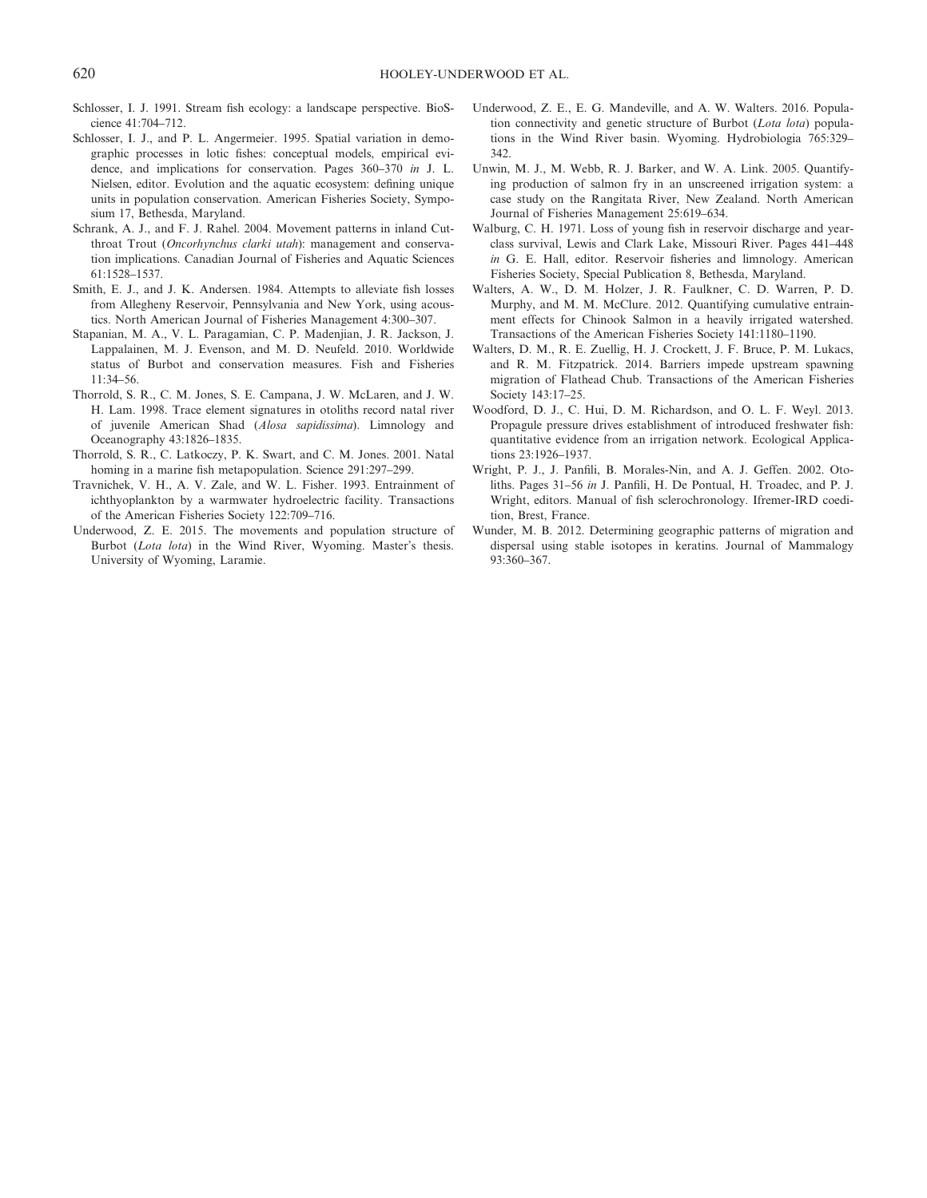Schlosser, I. J. 1991. Stream fish ecology: a landscape perspective. BioScience 41:704–712.

Schlosser, I. J., and P. L. Angermeier. 1995. Spatial variation in demographic processes in lotic fishes: conceptual models, empirical evidence, and implications for conservation. Pages 360–370 *in* J. L. Nielsen, editor. Evolution and the aquatic ecosystem: defining unique units in population conservation. American Fisheries Society, Symposium 17, Bethesda, Maryland.

Schrank, A. J., and F. J. Rahel. 2004. Movement patterns in inland Cutthroat Trout (*Oncorhynchus clarki utah*): management and conservation implications. Canadian Journal of Fisheries and Aquatic Sciences 61:1528–1537.

Smith, E. J., and J. K. Andersen. 1984. Attempts to alleviate fish losses from Allegheny Reservoir, Pennsylvania and New York, using acoustics. North American Journal of Fisheries Management 4:300–307.

Stapanian, M. A., V. L. Paragamian, C. P. Madenjian, J. R. Jackson, J. Lappalainen, M. J. Evenson, and M. D. Neufeld. 2010. Worldwide status of Burbot and conservation measures. Fish and Fisheries 11:34–56.

Thorrold, S. R., C. M. Jones, S. E. Campana, J. W. McLaren, and J. W. H. Lam. 1998. Trace element signatures in otoliths record natal river of juvenile American Shad (*Alosa sapidissima*). Limnology and Oceanography 43:1826–1835.

Thorrold, S. R., C. Latkoczy, P. K. Swart, and C. M. Jones. 2001. Natal homing in a marine fish metapopulation. Science 291:297–299.

Travnichek, V. H., A. V. Zale, and W. L. Fisher. 1993. Entrainment of ichthyoplankton by a warmwater hydroelectric facility. Transactions of the American Fisheries Society 122:709–716.

Underwood, Z. E. 2015. The movements and population structure of Burbot (*Lota lota*) in the Wind River, Wyoming. Master's thesis. University of Wyoming, Laramie.

Underwood, Z. E., E. G. Mandeville, and A. W. Walters. 2016. Population connectivity and genetic structure of Burbot (*Lota lota*) populations in the Wind River basin. Wyoming. Hydrobiologia 765:329–342.

Unwin, M. J., M. Webb, R. J. Barker, and W. A. Link. 2005. Quantifying production of salmon fry in an unscreened irrigation system: a case study on the Rangitata River, New Zealand. North American Journal of Fisheries Management 25:619–634.

Walburg, C. H. 1971. Loss of young fish in reservoir discharge and year-class survival, Lewis and Clark Lake, Missouri River. Pages 441–448 *in* G. E. Hall, editor. Reservoir fisheries and limnology. American Fisheries Society, Special Publication 8, Bethesda, Maryland.

Walters, A. W., D. M. Holzer, J. R. Faulkner, C. D. Warren, P. D. Murphy, and M. M. McClure. 2012. Quantifying cumulative entrainment effects for Chinook Salmon in a heavily irrigated watershed. Transactions of the American Fisheries Society 141:1180–1190.

Walters, D. M., R. E. Zuellig, H. J. Crockett, J. F. Bruce, P. M. Lukacs, and R. M. Fitzpatrick. 2014. Barriers impede upstream spawning migration of Flathead Chub. Transactions of the American Fisheries Society 143:17–25.

Woodford, D. J., C. Hui, D. M. Richardson, and O. L. F. Weyl. 2013. Propagule pressure drives establishment of introduced freshwater fish: quantitative evidence from an irrigation network. Ecological Applications 23:1926–1937.

Wright, P. J., J. Panfili, B. Morales-Nin, and A. J. Geffen. 2002. Otoliths. Pages 31–56 *in* J. Panfili, H. De Pontual, H. Troadec, and P. J. Wright, editors. Manual of fish sclerochronology. Ifremer-IRD coedition, Brest, France.

Wunder, M. B. 2012. Determining geographic patterns of migration and dispersal using stable isotopes in keratins. Journal of Mammalogy 93:360–367.